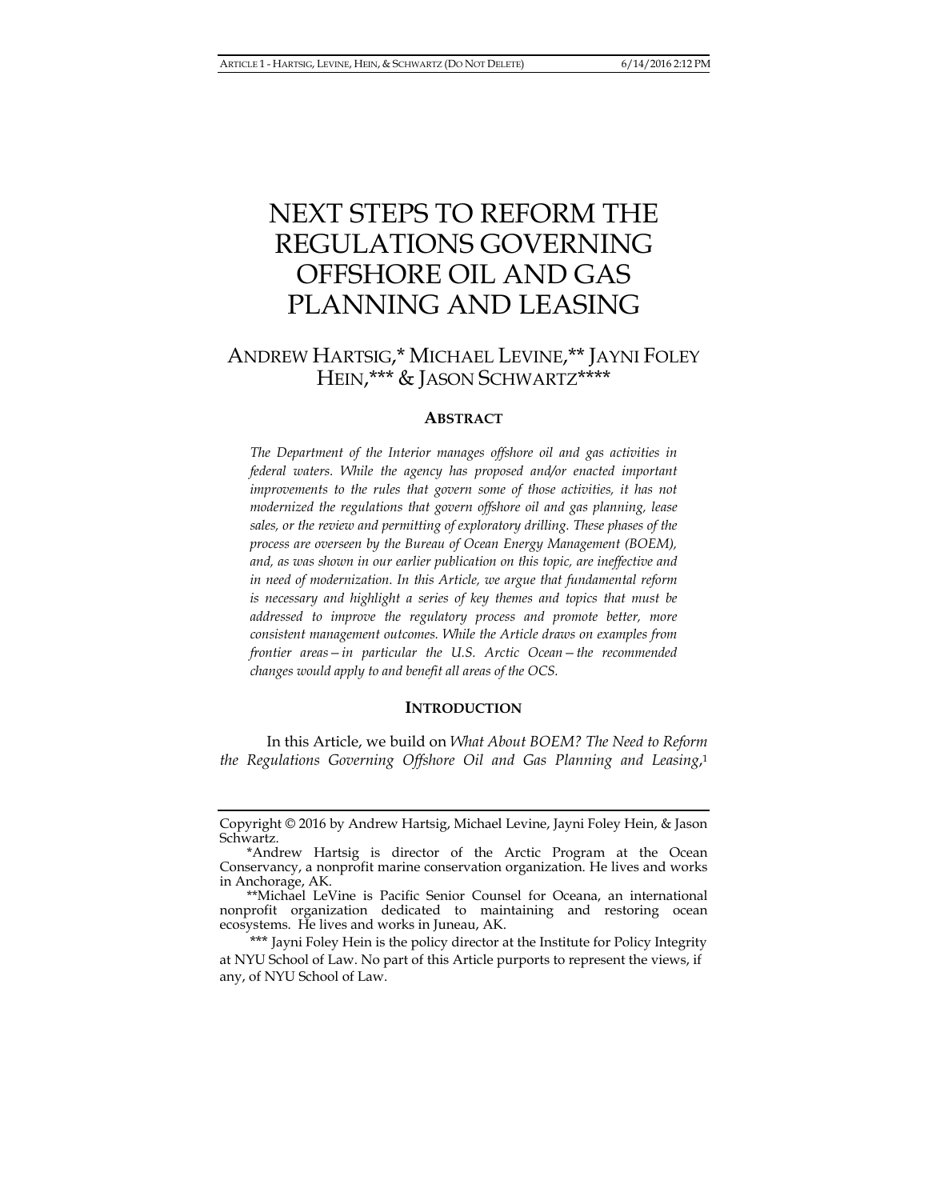# NEXT STEPS TO REFORM THE REGULATIONS GOVERNING OFFSHORE OIL AND GAS PLANNING AND LEASING

ANDREW HARTSIG,* MICHAEL LEVINE,** JAYNI FOLEY HEIN,*** & JASON SCHWARTZ****

## ABSTRACT

*The Department of the Interior manages offshore oil and gas activities in federal waters. While the agency has proposed and/or enacted important improvements to the rules that govern some of those activities, it has not modernized the regulations that govern offshore oil and gas planning, lease sales, or the review and permitting of exploratory drilling. These phases of the process are overseen by the Bureau of Ocean Energy Management (BOEM), and, as was shown in our earlier publication on this topic, are ineffective and in need of modernization. In this Article, we argue that fundamental reform is necessary and highlight a series of key themes and topics that must be addressed to improve the regulatory process and promote better, more consistent management outcomes. While the Article draws on examples from frontier areas—in particular the U.S. Arctic Ocean—the recommended changes would apply to and benefit all areas of the OCS.*

## INTRODUCTION

In this Article, we build on *What About BOEM? The Need to Reform the Regulations Governing Offshore Oil and Gas Planning and Leasing*,[1]

---

Copyright © 2016 by Andrew Hartsig, Michael Levine, Jayni Foley Hein, & Jason Schwartz.

*Andrew Hartsig is director of the Arctic Program at the Ocean Conservancy, a nonprofit marine conservation organization. He lives and works in Anchorage, AK.

**Michael LeVine is Pacific Senior Counsel for Oceana, an international nonprofit organization dedicated to maintaining and restoring ocean ecosystems. He lives and works in Juneau, AK.

*** Jayni Foley Hein is the policy director at the Institute for Policy Integrity at NYU School of Law. No part of this Article purports to represent the views, if any, of NYU School of Law.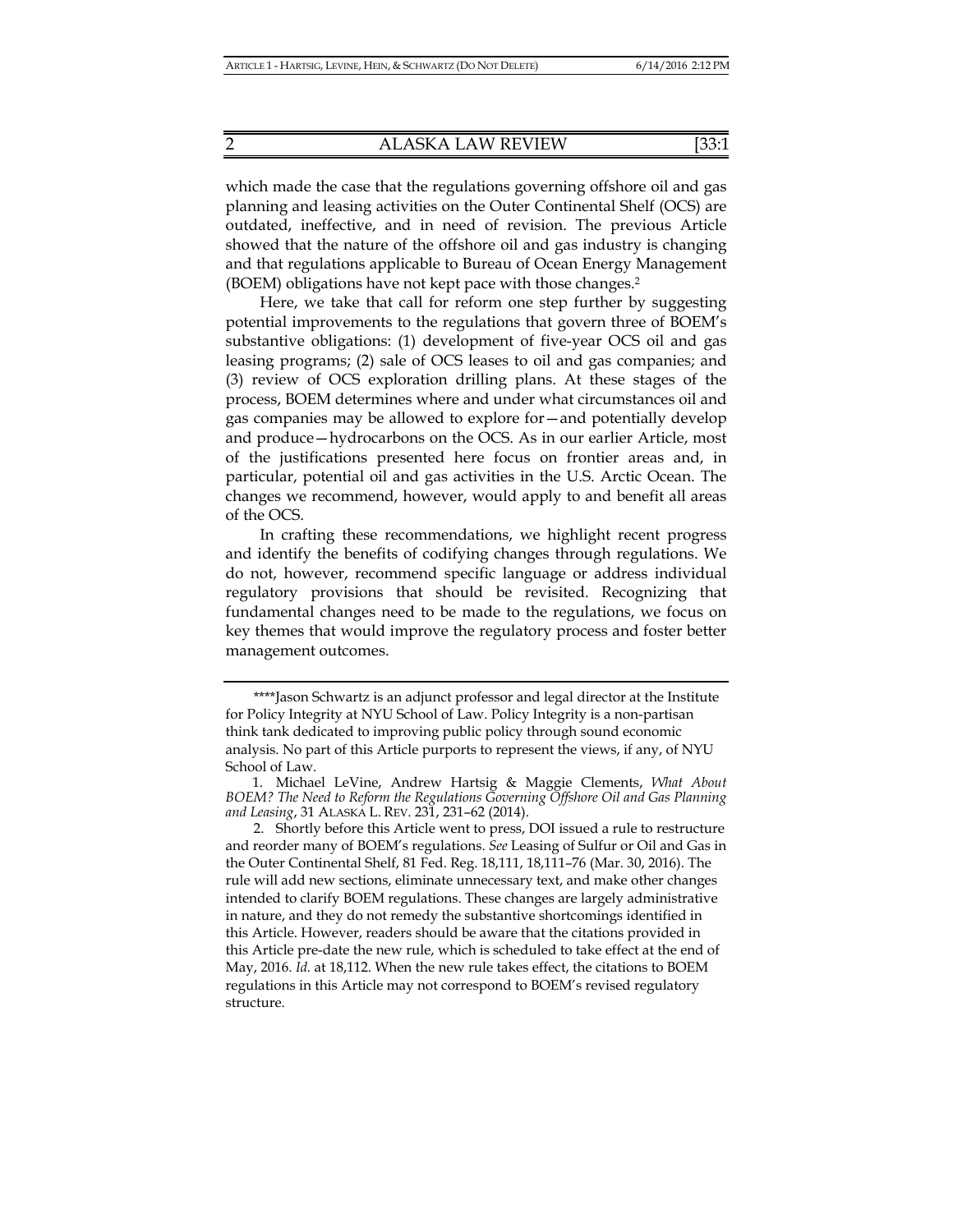which made the case that the regulations governing offshore oil and gas planning and leasing activities on the Outer Continental Shelf (OCS) are outdated, ineffective, and in need of revision. The previous Article showed that the nature of the offshore oil and gas industry is changing and that regulations applicable to Bureau of Ocean Energy Management (BOEM) obligations have not kept pace with those changes.[2]

Here, we take that call for reform one step further by suggesting potential improvements to the regulations that govern three of BOEM's substantive obligations: (1) development of five-year OCS oil and gas leasing programs; (2) sale of OCS leases to oil and gas companies; and (3) review of OCS exploration drilling plans. At these stages of the process, BOEM determines where and under what circumstances oil and gas companies may be allowed to explore for—and potentially develop and produce—hydrocarbons on the OCS. As in our earlier Article, most of the justifications presented here focus on frontier areas and, in particular, potential oil and gas activities in the U.S. Arctic Ocean. The changes we recommend, however, would apply to and benefit all areas of the OCS.

In crafting these recommendations, we highlight recent progress and identify the benefits of codifying changes through regulations. We do not, however, recommend specific language or address individual regulatory provisions that should be revisited. Recognizing that fundamental changes need to be made to the regulations, we focus on key themes that would improve the regulatory process and foster better management outcomes.

---

****Jason Schwartz is an adjunct professor and legal director at the Institute for Policy Integrity at NYU School of Law. Policy Integrity is a non-partisan think tank dedicated to improving public policy through sound economic analysis. No part of this Article purports to represent the views, if any, of NYU School of Law.

1. Michael LeVine, Andrew Hartsig & Maggie Clements, *What About BOEM? The Need to Reform the Regulations Governing Offshore Oil and Gas Planning and Leasing*, 31 ALASKA L. REV. 231, 231–62 (2014).

2. Shortly before this Article went to press, DOI issued a rule to restructure and reorder many of BOEM's regulations. *See* Leasing of Sulfur or Oil and Gas in the Outer Continental Shelf, 81 Fed. Reg. 18,111, 18,111–76 (Mar. 30, 2016). The rule will add new sections, eliminate unnecessary text, and make other changes intended to clarify BOEM regulations. These changes are largely administrative in nature, and they do not remedy the substantive shortcomings identified in this Article. However, readers should be aware that the citations provided in this Article pre-date the new rule, which is scheduled to take effect at the end of May, 2016. *Id.* at 18,112. When the new rule takes effect, the citations to BOEM regulations in this Article may not correspond to BOEM's revised regulatory structure.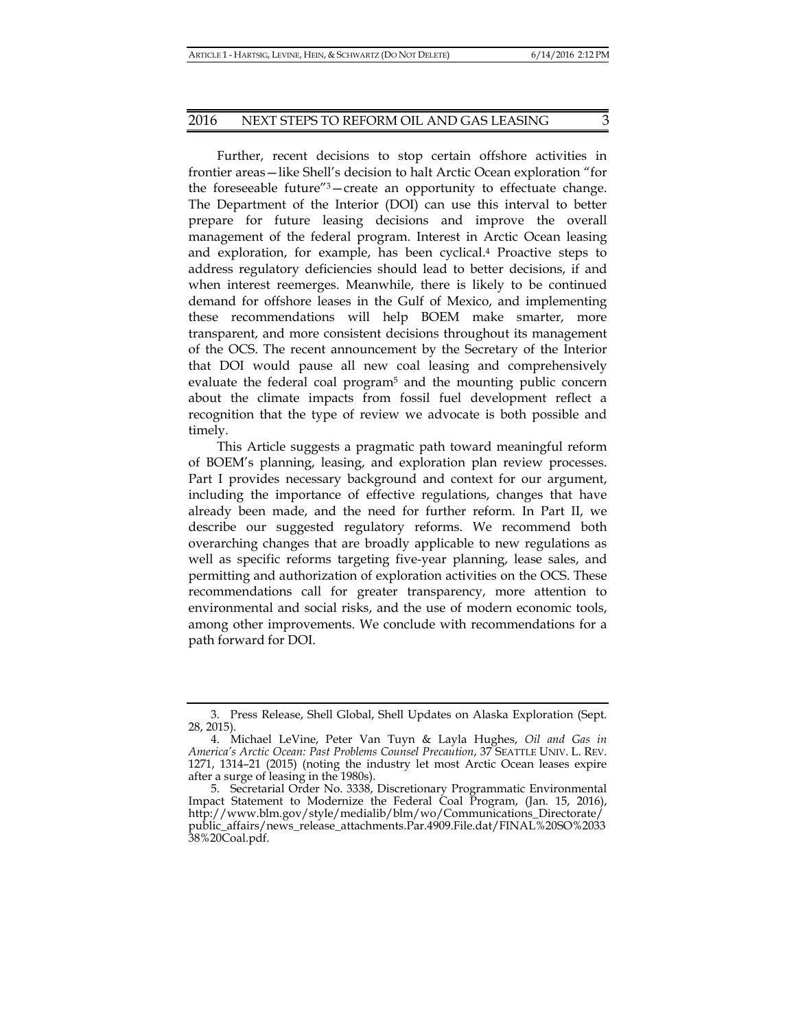Further, recent decisions to stop certain offshore activities in frontier areas—like Shell's decision to halt Arctic Ocean exploration "for the foreseeable future"[3]—create an opportunity to effectuate change. The Department of the Interior (DOI) can use this interval to better prepare for future leasing decisions and improve the overall management of the federal program. Interest in Arctic Ocean leasing and exploration, for example, has been cyclical.[4] Proactive steps to address regulatory deficiencies should lead to better decisions, if and when interest reemerges. Meanwhile, there is likely to be continued demand for offshore leases in the Gulf of Mexico, and implementing these recommendations will help BOEM make smarter, more transparent, and more consistent decisions throughout its management of the OCS. The recent announcement by the Secretary of the Interior that DOI would pause all new coal leasing and comprehensively evaluate the federal coal program[5] and the mounting public concern about the climate impacts from fossil fuel development reflect a recognition that the type of review we advocate is both possible and timely.

This Article suggests a pragmatic path toward meaningful reform of BOEM's planning, leasing, and exploration plan review processes. Part I provides necessary background and context for our argument, including the importance of effective regulations, changes that have already been made, and the need for further reform. In Part II, we describe our suggested regulatory reforms. We recommend both overarching changes that are broadly applicable to new regulations as well as specific reforms targeting five-year planning, lease sales, and permitting and authorization of exploration activities on the OCS. These recommendations call for greater transparency, more attention to environmental and social risks, and the use of modern economic tools, among other improvements. We conclude with recommendations for a path forward for DOI.

---

3. Press Release, Shell Global, Shell Updates on Alaska Exploration (Sept. 28, 2015).

4. Michael LeVine, Peter Van Tuyn & Layla Hughes, *Oil and Gas in America's Arctic Ocean: Past Problems Counsel Precaution*, 37 SEATTLE UNIV. L. REV. 1271, 1314–21 (2015) (noting the industry let most Arctic Ocean leases expire after a surge of leasing in the 1980s).

5. Secretarial Order No. 3338, Discretionary Programmatic Environmental Impact Statement to Modernize the Federal Coal Program, (Jan. 15, 2016), http://www.blm.gov/style/medialib/blm/wo/Communications_Directorate/public_affairs/news_release_attachments.Par.4909.File.dat/FINAL%20SO%203338%20Coal.pdf.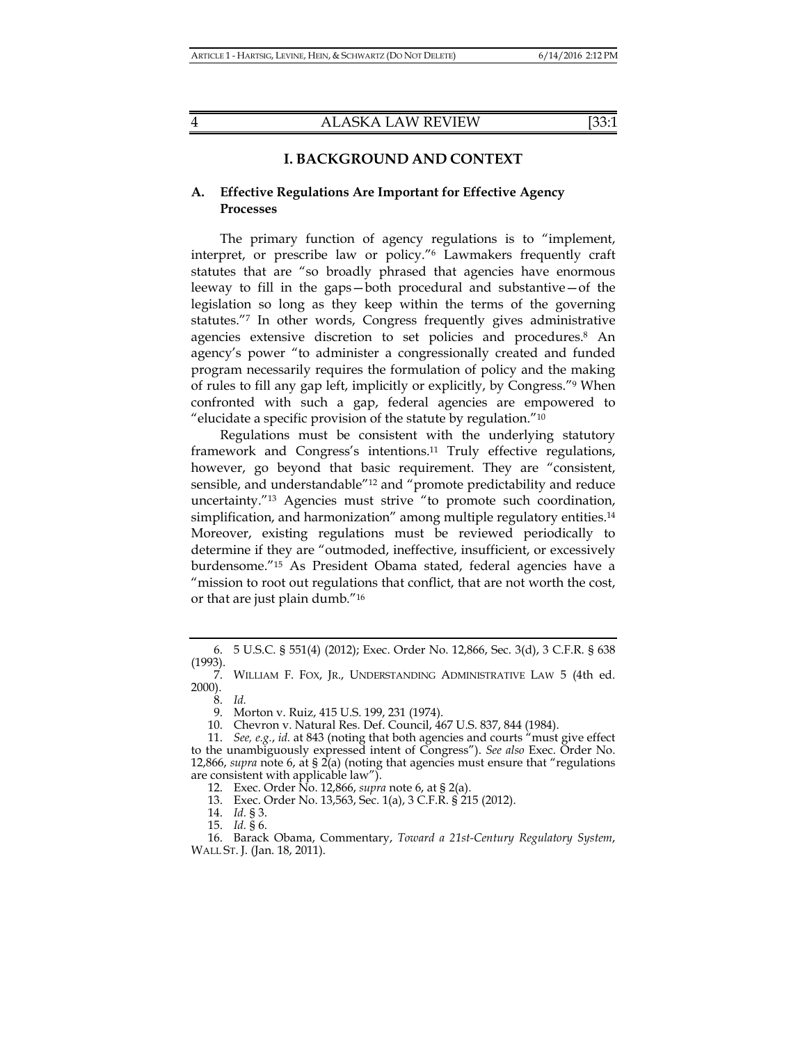# I. BACKGROUND AND CONTEXT

## A. Effective Regulations Are Important for Effective Agency Processes

The primary function of agency regulations is to "implement, interpret, or prescribe law or policy."[6] Lawmakers frequently craft statutes that are "so broadly phrased that agencies have enormous leeway to fill in the gaps—both procedural and substantive—of the legislation so long as they keep within the terms of the governing statutes."[7] In other words, Congress frequently gives administrative agencies extensive discretion to set policies and procedures.[8] An agency's power "to administer a congressionally created and funded program necessarily requires the formulation of policy and the making of rules to fill any gap left, implicitly or explicitly, by Congress."[9] When confronted with such a gap, federal agencies are empowered to "elucidate a specific provision of the statute by regulation."[10]

Regulations must be consistent with the underlying statutory framework and Congress's intentions.[11] Truly effective regulations, however, go beyond that basic requirement. They are "consistent, sensible, and understandable"[12] and "promote predictability and reduce uncertainty."[13] Agencies must strive "to promote such coordination, simplification, and harmonization" among multiple regulatory entities.[14] Moreover, existing regulations must be reviewed periodically to determine if they are "outmoded, ineffective, insufficient, or excessively burdensome."[15] As President Obama stated, federal agencies have a "mission to root out regulations that conflict, that are not worth the cost, or that are just plain dumb."[16]

---

6. 5 U.S.C. § 551(4) (2012); Exec. Order No. 12,866, Sec. 3(d), 3 C.F.R. § 638 (1993).

7. WILLIAM F. FOX, JR., UNDERSTANDING ADMINISTRATIVE LAW 5 (4th ed. 2000).

8. *Id.*

9. Morton v. Ruiz, 415 U.S. 199, 231 (1974).

10. Chevron v. Natural Res. Def. Council, 467 U.S. 837, 844 (1984).

11. *See, e.g.*, *id.* at 843 (noting that both agencies and courts "must give effect to the unambiguously expressed intent of Congress"). *See also* Exec. Order No. 12,866, *supra* note 6, at § 2(a) (noting that agencies must ensure that "regulations are consistent with applicable law").

12. Exec. Order No. 12,866, *supra* note 6, at § 2(a).

13. Exec. Order No. 13,563, Sec. 1(a), 3 C.F.R. § 215 (2012).

14. *Id.* § 3.

15. *Id.* § 6.

16. Barack Obama, Commentary, *Toward a 21st-Century Regulatory System*, WALL ST. J. (Jan. 18, 2011).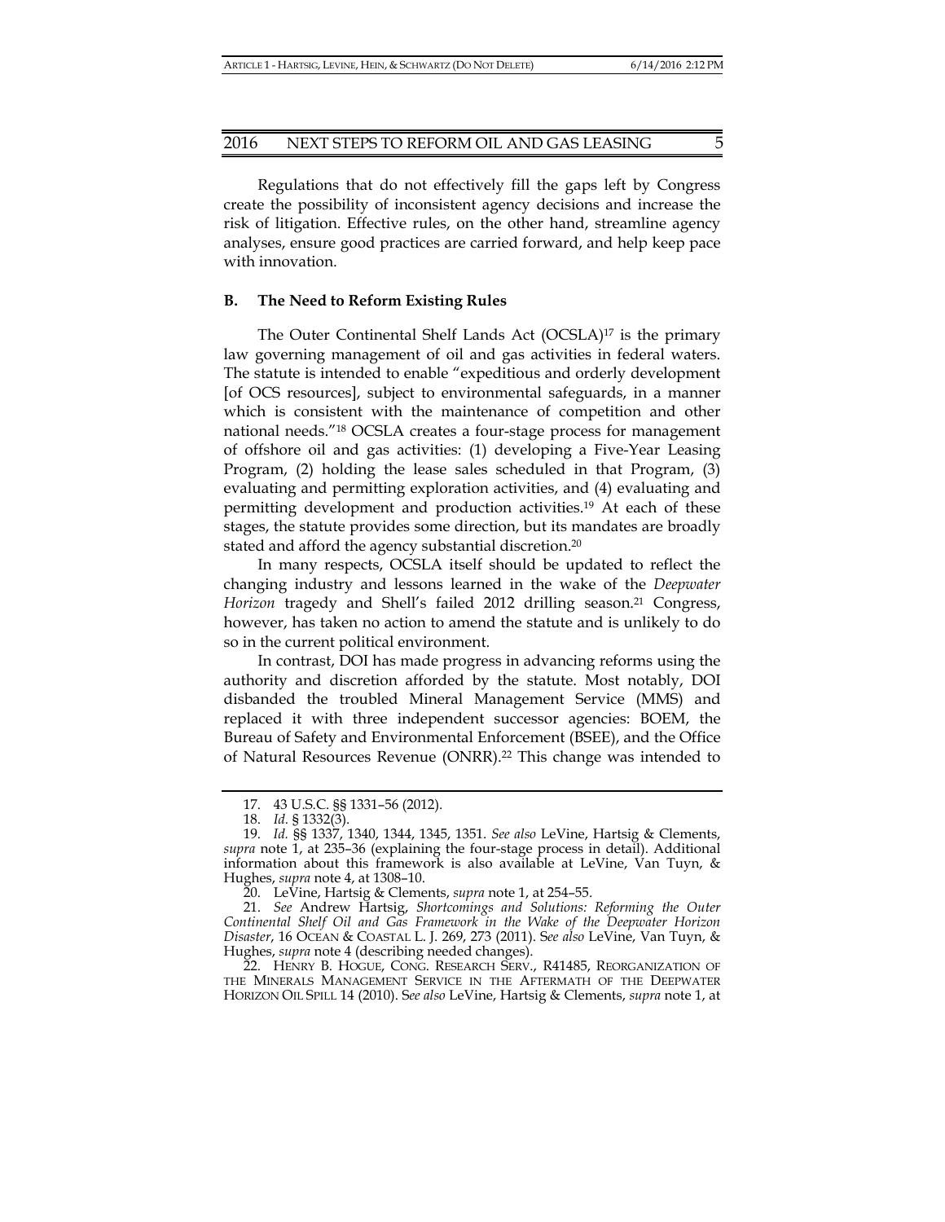Regulations that do not effectively fill the gaps left by Congress create the possibility of inconsistent agency decisions and increase the risk of litigation. Effective rules, on the other hand, streamline agency analyses, ensure good practices are carried forward, and help keep pace with innovation.

### B. The Need to Reform Existing Rules

The Outer Continental Shelf Lands Act (OCSLA)[17] is the primary law governing management of oil and gas activities in federal waters. The statute is intended to enable "expeditious and orderly development [of OCS resources], subject to environmental safeguards, in a manner which is consistent with the maintenance of competition and other national needs."[18] OCSLA creates a four-stage process for management of offshore oil and gas activities: (1) developing a Five-Year Leasing Program, (2) holding the lease sales scheduled in that Program, (3) evaluating and permitting exploration activities, and (4) evaluating and permitting development and production activities.[19] At each of these stages, the statute provides some direction, but its mandates are broadly stated and afford the agency substantial discretion.[20]

In many respects, OCSLA itself should be updated to reflect the changing industry and lessons learned in the wake of the *Deepwater Horizon* tragedy and Shell's failed 2012 drilling season.[21] Congress, however, has taken no action to amend the statute and is unlikely to do so in the current political environment.

In contrast, DOI has made progress in advancing reforms using the authority and discretion afforded by the statute. Most notably, DOI disbanded the troubled Mineral Management Service (MMS) and replaced it with three independent successor agencies: BOEM, the Bureau of Safety and Environmental Enforcement (BSEE), and the Office of Natural Resources Revenue (ONRR).[22] This change was intended to

---

17. 43 U.S.C. §§ 1331–56 (2012).

18. *Id.* § 1332(3).

19. *Id.* §§ 1337, 1340, 1344, 1345, 1351. *See also* LeVine, Hartsig & Clements, *supra* note 1, at 235–36 (explaining the four-stage process in detail). Additional information about this framework is also available at LeVine, Van Tuyn, & Hughes, *supra* note 4, at 1308–10.

20. LeVine, Hartsig & Clements, *supra* note 1, at 254–55.

21. *See* Andrew Hartsig, *Shortcomings and Solutions: Reforming the Outer Continental Shelf Oil and Gas Framework in the Wake of the Deepwater Horizon Disaster*, 16 OCEAN & COASTAL L. J. 269, 273 (2011). *See also* LeVine, Van Tuyn, & Hughes, *supra* note 4 (describing needed changes).

22. HENRY B. HOGUE, CONG. RESEARCH SERV., R41485, REORGANIZATION OF THE MINERALS MANAGEMENT SERVICE IN THE AFTERMATH OF THE DEEPWATER HORIZON OIL SPILL 14 (2010). *See also* LeVine, Hartsig & Clements, *supra* note 1, at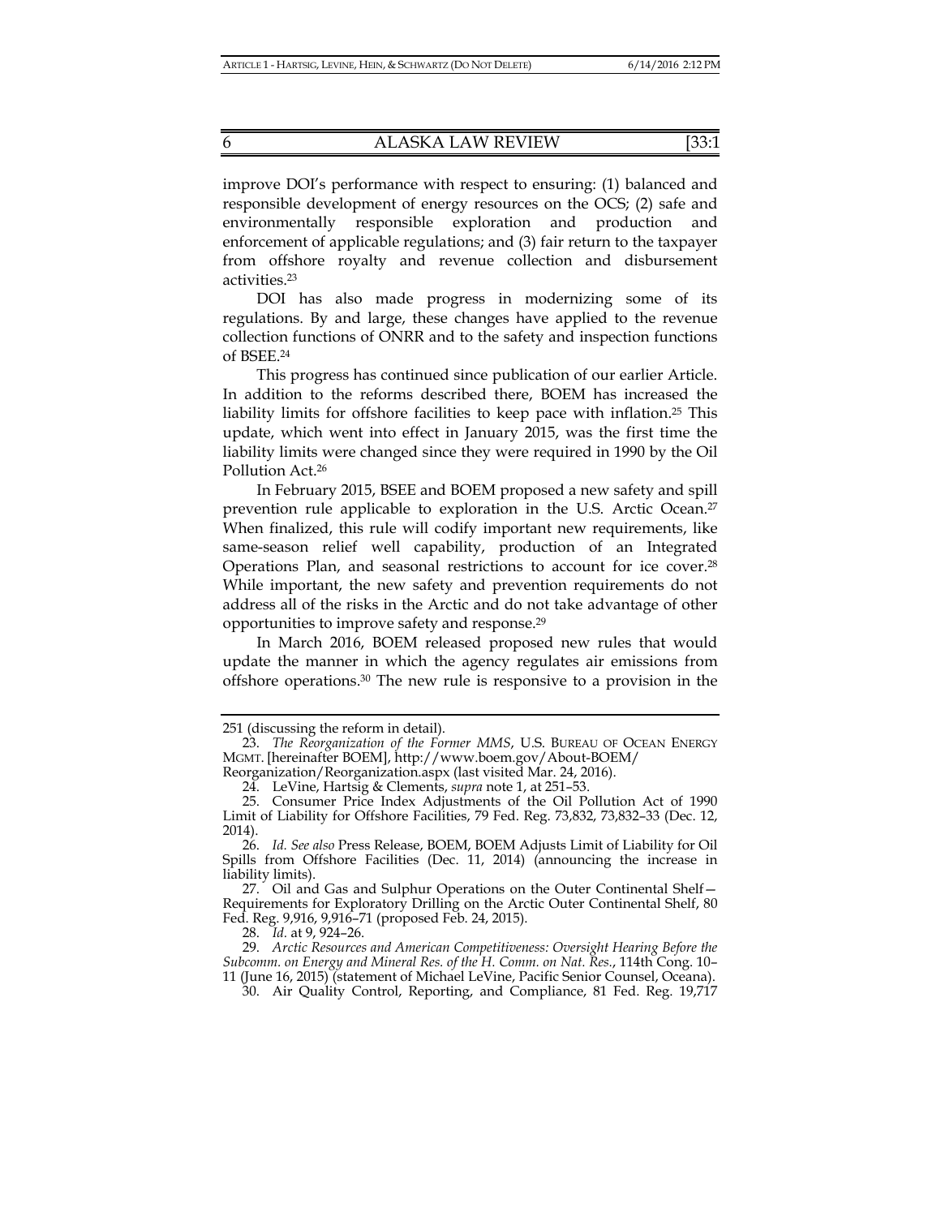improve DOI's performance with respect to ensuring: (1) balanced and responsible development of energy resources on the OCS; (2) safe and environmentally responsible exploration and production and enforcement of applicable regulations; and (3) fair return to the taxpayer from offshore royalty and revenue collection and disbursement activities.[23]

DOI has also made progress in modernizing some of its regulations. By and large, these changes have applied to the revenue collection functions of ONRR and to the safety and inspection functions of BSEE.[24]

This progress has continued since publication of our earlier Article. In addition to the reforms described there, BOEM has increased the liability limits for offshore facilities to keep pace with inflation.[25] This update, which went into effect in January 2015, was the first time the liability limits were changed since they were required in 1990 by the Oil Pollution Act.[26]

In February 2015, BSEE and BOEM proposed a new safety and spill prevention rule applicable to exploration in the U.S. Arctic Ocean.[27] When finalized, this rule will codify important new requirements, like same-season relief well capability, production of an Integrated Operations Plan, and seasonal restrictions to account for ice cover.[28] While important, the new safety and prevention requirements do not address all of the risks in the Arctic and do not take advantage of other opportunities to improve safety and response.[29]

In March 2016, BOEM released proposed new rules that would update the manner in which the agency regulates air emissions from offshore operations.[30] The new rule is responsive to a provision in the

---

251 (discussing the reform in detail).

23. *The Reorganization of the Former MMS*, U.S. BUREAU OF OCEAN ENERGY MGMT. [hereinafter BOEM], http://www.boem.gov/About-BOEM/Reorganization/Reorganization.aspx (last visited Mar. 24, 2016).

24. LeVine, Hartsig & Clements, *supra* note 1, at 251–53.

25. Consumer Price Index Adjustments of the Oil Pollution Act of 1990 Limit of Liability for Offshore Facilities, 79 Fed. Reg. 73,832, 73,832–33 (Dec. 12, 2014).

26. *Id. See also* Press Release, BOEM, BOEM Adjusts Limit of Liability for Oil Spills from Offshore Facilities (Dec. 11, 2014) (announcing the increase in liability limits).

27. Oil and Gas and Sulphur Operations on the Outer Continental Shelf—Requirements for Exploratory Drilling on the Arctic Outer Continental Shelf, 80 Fed. Reg. 9,916, 9,916–71 (proposed Feb. 24, 2015).

28. *Id.* at 9, 924–26.

29. *Arctic Resources and American Competitiveness: Oversight Hearing Before the Subcomm. on Energy and Mineral Res. of the H. Comm. on Nat. Res.*, 114th Cong. 10–11 (June 16, 2015) (statement of Michael LeVine, Pacific Senior Counsel, Oceana).

30. Air Quality Control, Reporting, and Compliance, 81 Fed. Reg. 19,717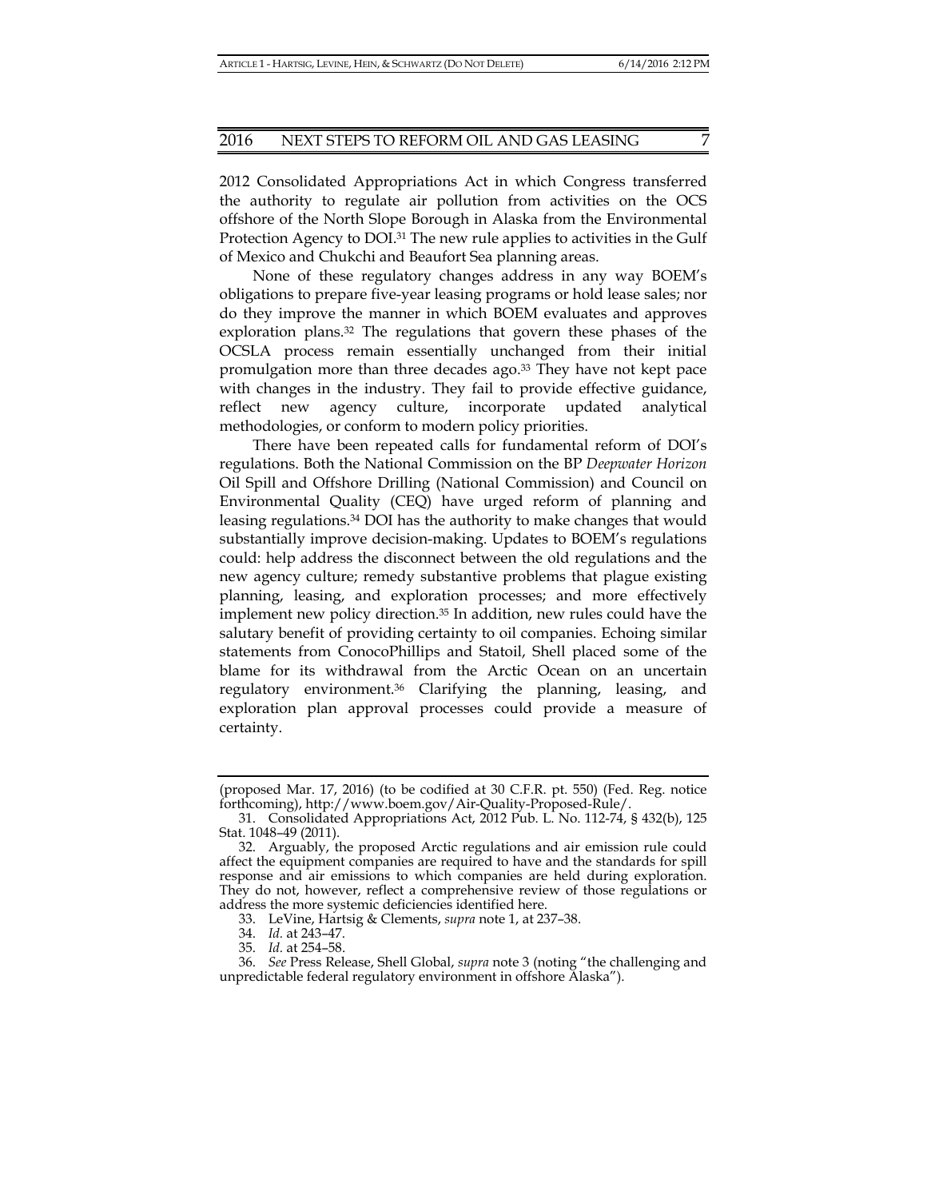2012 Consolidated Appropriations Act in which Congress transferred the authority to regulate air pollution from activities on the OCS offshore of the North Slope Borough in Alaska from the Environmental Protection Agency to DOI.[31] The new rule applies to activities in the Gulf of Mexico and Chukchi and Beaufort Sea planning areas.

None of these regulatory changes address in any way BOEM's obligations to prepare five-year leasing programs or hold lease sales; nor do they improve the manner in which BOEM evaluates and approves exploration plans.[32] The regulations that govern these phases of the OCSLA process remain essentially unchanged from their initial promulgation more than three decades ago.[33] They have not kept pace with changes in the industry. They fail to provide effective guidance, reflect new agency culture, incorporate updated analytical methodologies, or conform to modern policy priorities.

There have been repeated calls for fundamental reform of DOI's regulations. Both the National Commission on the BP *Deepwater Horizon* Oil Spill and Offshore Drilling (National Commission) and Council on Environmental Quality (CEQ) have urged reform of planning and leasing regulations.[34] DOI has the authority to make changes that would substantially improve decision-making. Updates to BOEM's regulations could: help address the disconnect between the old regulations and the new agency culture; remedy substantive problems that plague existing planning, leasing, and exploration processes; and more effectively implement new policy direction.[35] In addition, new rules could have the salutary benefit of providing certainty to oil companies. Echoing similar statements from ConocoPhillips and Statoil, Shell placed some of the blame for its withdrawal from the Arctic Ocean on an uncertain regulatory environment.[36] Clarifying the planning, leasing, and exploration plan approval processes could provide a measure of certainty.

---

(proposed Mar. 17, 2016) (to be codified at 30 C.F.R. pt. 550) (Fed. Reg. notice forthcoming), http://www.boem.gov/Air-Quality-Proposed-Rule/.

31. Consolidated Appropriations Act, 2012 Pub. L. No. 112-74, § 432(b), 125 Stat. 1048–49 (2011).

32. Arguably, the proposed Arctic regulations and air emission rule could affect the equipment companies are required to have and the standards for spill response and air emissions to which companies are held during exploration. They do not, however, reflect a comprehensive review of those regulations or address the more systemic deficiencies identified here.

33. LeVine, Hartsig & Clements, *supra* note 1, at 237–38.

34. *Id.* at 243–47.

35. *Id.* at 254–58.

36. *See* Press Release, Shell Global, *supra* note 3 (noting "the challenging and unpredictable federal regulatory environment in offshore Alaska").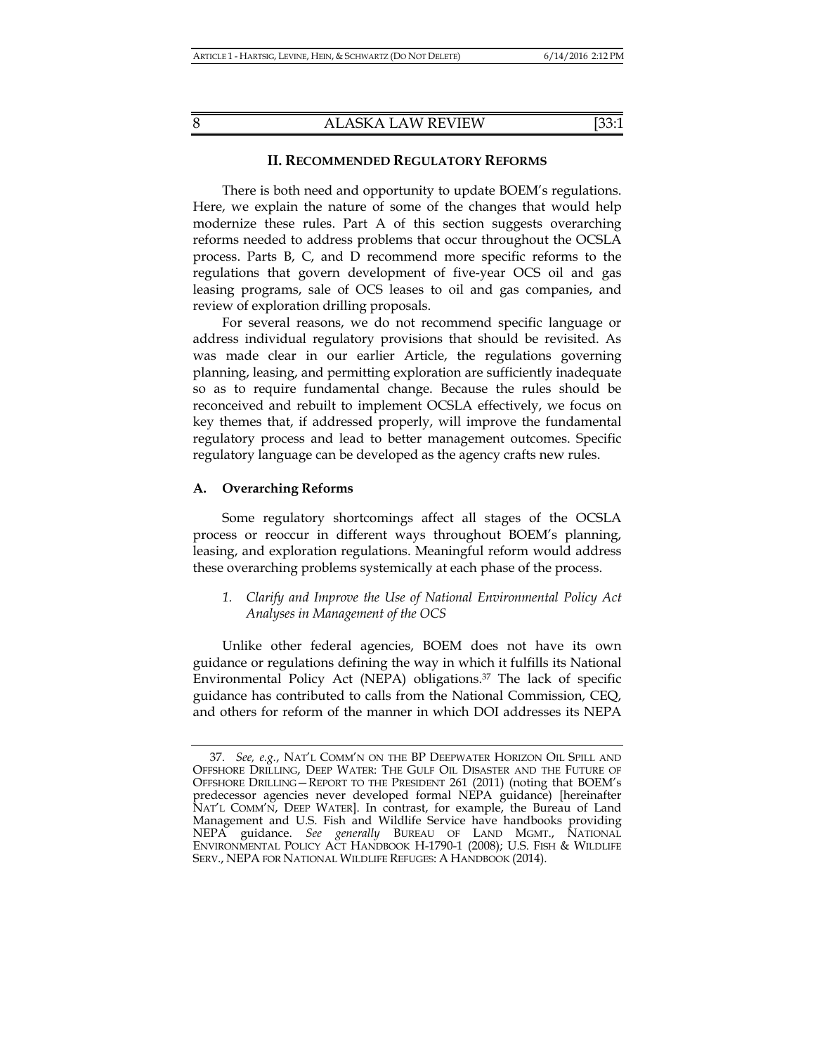## II. RECOMMENDED REGULATORY REFORMS

There is both need and opportunity to update BOEM's regulations. Here, we explain the nature of some of the changes that would help modernize these rules. Part A of this section suggests overarching reforms needed to address problems that occur throughout the OCSLA process. Parts B, C, and D recommend more specific reforms to the regulations that govern development of five-year OCS oil and gas leasing programs, sale of OCS leases to oil and gas companies, and review of exploration drilling proposals.

For several reasons, we do not recommend specific language or address individual regulatory provisions that should be revisited. As was made clear in our earlier Article, the regulations governing planning, leasing, and permitting exploration are sufficiently inadequate so as to require fundamental change. Because the rules should be reconceived and rebuilt to implement OCSLA effectively, we focus on key themes that, if addressed properly, will improve the fundamental regulatory process and lead to better management outcomes. Specific regulatory language can be developed as the agency crafts new rules.

### A. Overarching Reforms

Some regulatory shortcomings affect all stages of the OCSLA process or reoccur in different ways throughout BOEM's planning, leasing, and exploration regulations. Meaningful reform would address these overarching problems systemically at each phase of the process.

#### *1. Clarify and Improve the Use of National Environmental Policy Act Analyses in Management of the OCS*

Unlike other federal agencies, BOEM does not have its own guidance or regulations defining the way in which it fulfills its National Environmental Policy Act (NEPA) obligations.[37] The lack of specific guidance has contributed to calls from the National Commission, CEQ, and others for reform of the manner in which DOI addresses its NEPA

---

37. *See, e.g.*, NAT'L COMM'N ON THE BP DEEPWATER HORIZON OIL SPILL AND OFFSHORE DRILLING, DEEP WATER: THE GULF OIL DISASTER AND THE FUTURE OF OFFSHORE DRILLING—REPORT TO THE PRESIDENT 261 (2011) (noting that BOEM's predecessor agencies never developed formal NEPA guidance) [hereinafter NAT'L COMM'N, DEEP WATER]. In contrast, for example, the Bureau of Land Management and U.S. Fish and Wildlife Service have handbooks providing NEPA guidance. *See generally* BUREAU OF LAND MGMT., NATIONAL ENVIRONMENTAL POLICY ACT HANDBOOK H-1790-1 (2008); U.S. FISH & WILDLIFE SERV., NEPA FOR NATIONAL WILDLIFE REFUGES: A HANDBOOK (2014).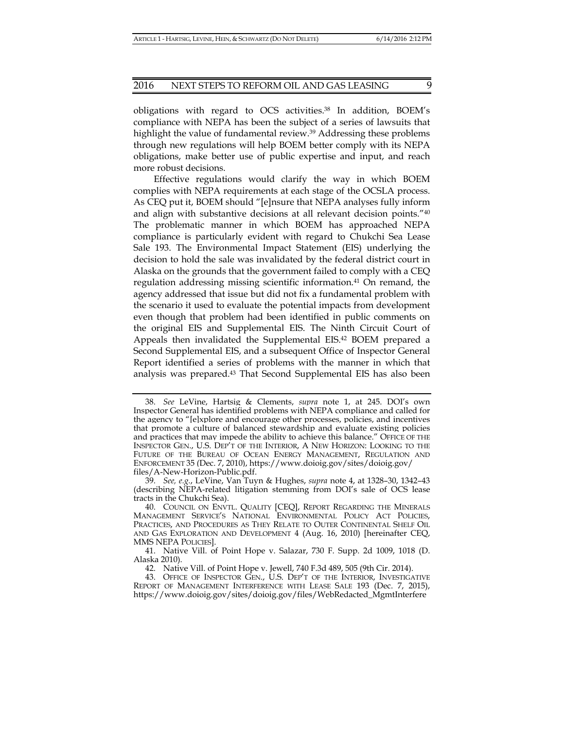obligations with regard to OCS activities.[38] In addition, BOEM's compliance with NEPA has been the subject of a series of lawsuits that highlight the value of fundamental review.[39] Addressing these problems through new regulations will help BOEM better comply with its NEPA obligations, make better use of public expertise and input, and reach more robust decisions.

Effective regulations would clarify the way in which BOEM complies with NEPA requirements at each stage of the OCSLA process. As CEQ put it, BOEM should "[e]nsure that NEPA analyses fully inform and align with substantive decisions at all relevant decision points."[40] The problematic manner in which BOEM has approached NEPA compliance is particularly evident with regard to Chukchi Sea Lease Sale 193. The Environmental Impact Statement (EIS) underlying the decision to hold the sale was invalidated by the federal district court in Alaska on the grounds that the government failed to comply with a CEQ regulation addressing missing scientific information.[41] On remand, the agency addressed that issue but did not fix a fundamental problem with the scenario it used to evaluate the potential impacts from development even though that problem had been identified in public comments on the original EIS and Supplemental EIS. The Ninth Circuit Court of Appeals then invalidated the Supplemental EIS.[42] BOEM prepared a Second Supplemental EIS, and a subsequent Office of Inspector General Report identified a series of problems with the manner in which that analysis was prepared.[43] That Second Supplemental EIS has also been

---

38. *See* LeVine, Hartsig & Clements, *supra* note 1, at 245. DOI's own Inspector General has identified problems with NEPA compliance and called for the agency to "[e]xplore and encourage other processes, policies, and incentives that promote a culture of balanced stewardship and evaluate existing policies and practices that may impede the ability to achieve this balance." OFFICE OF THE INSPECTOR GEN., U.S. DEP'T OF THE INTERIOR, A NEW HORIZON: LOOKING TO THE FUTURE OF THE BUREAU OF OCEAN ENERGY MANAGEMENT, REGULATION AND ENFORCEMENT 35 (Dec. 7, 2010), https://www.doioig.gov/sites/doioig.gov/files/A-New-Horizon-Public.pdf.

39. *See, e.g.*, LeVine, Van Tuyn & Hughes, *supra* note 4, at 1328–30, 1342–43 (describing NEPA-related litigation stemming from DOI's sale of OCS lease tracts in the Chukchi Sea).

40. COUNCIL ON ENVTL. QUALITY [CEQ], REPORT REGARDING THE MINERALS MANAGEMENT SERVICE'S NATIONAL ENVIRONMENTAL POLICY ACT POLICIES, PRACTICES, AND PROCEDURES AS THEY RELATE TO OUTER CONTINENTAL SHELF OIL AND GAS EXPLORATION AND DEVELOPMENT 4 (Aug. 16, 2010) [hereinafter CEQ, MMS NEPA POLICIES].

41. Native Vill. of Point Hope v. Salazar, 730 F. Supp. 2d 1009, 1018 (D. Alaska 2010).

42. Native Vill. of Point Hope v. Jewell, 740 F.3d 489, 505 (9th Cir. 2014).

43. OFFICE OF INSPECTOR GEN., U.S. DEP'T OF THE INTERIOR, INVESTIGATIVE REPORT OF MANAGEMENT INTERFERENCE WITH LEASE SALE 193 (Dec. 7, 2015), https://www.doioig.gov/sites/doioig.gov/files/WebRedacted_MgmtInterfere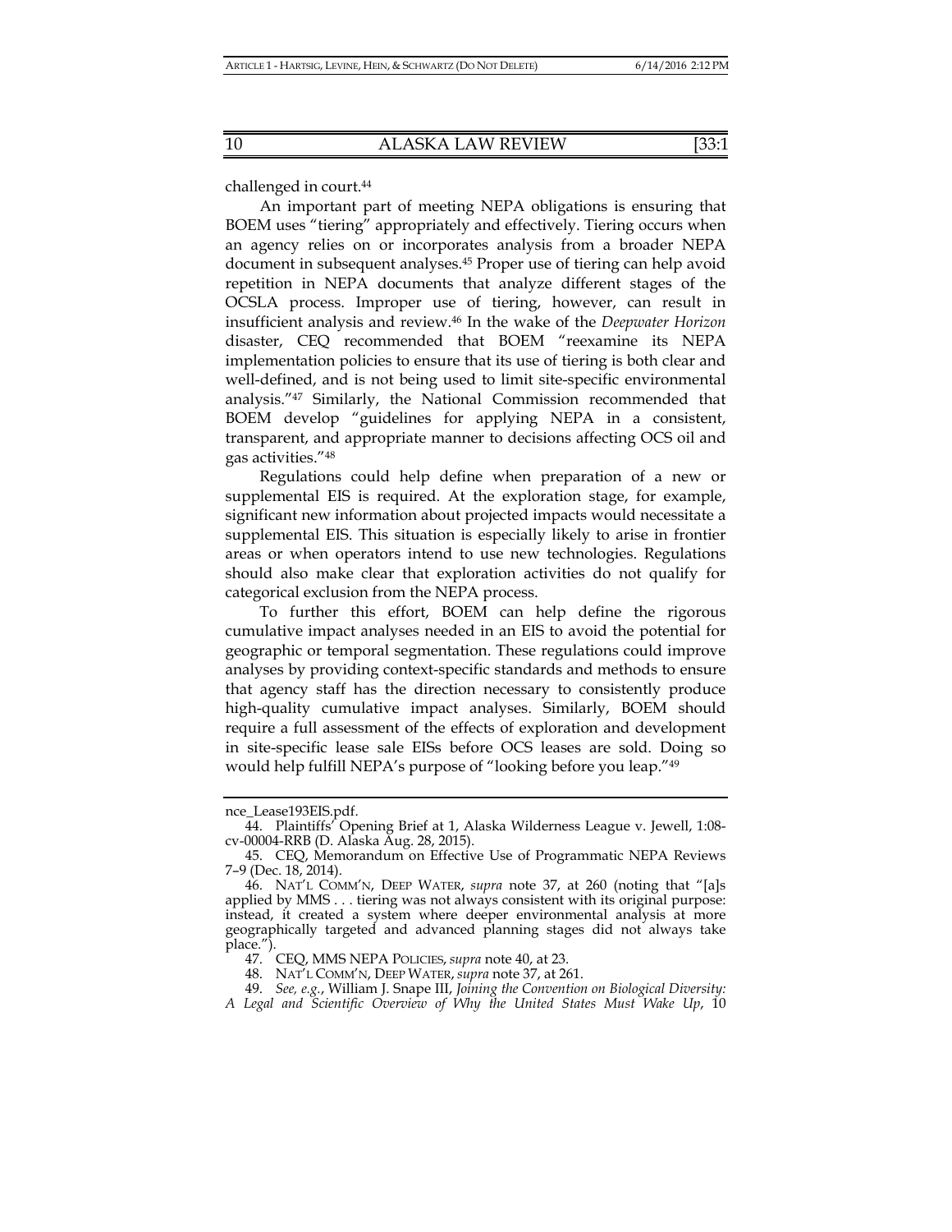challenged in court.[44]

An important part of meeting NEPA obligations is ensuring that BOEM uses "tiering" appropriately and effectively. Tiering occurs when an agency relies on or incorporates analysis from a broader NEPA document in subsequent analyses.[45] Proper use of tiering can help avoid repetition in NEPA documents that analyze different stages of the OCSLA process. Improper use of tiering, however, can result in insufficient analysis and review.[46] In the wake of the *Deepwater Horizon* disaster, CEQ recommended that BOEM "reexamine its NEPA implementation policies to ensure that its use of tiering is both clear and well-defined, and is not being used to limit site-specific environmental analysis."[47] Similarly, the National Commission recommended that BOEM develop "guidelines for applying NEPA in a consistent, transparent, and appropriate manner to decisions affecting OCS oil and gas activities."[48]

Regulations could help define when preparation of a new or supplemental EIS is required. At the exploration stage, for example, significant new information about projected impacts would necessitate a supplemental EIS. This situation is especially likely to arise in frontier areas or when operators intend to use new technologies. Regulations should also make clear that exploration activities do not qualify for categorical exclusion from the NEPA process.

To further this effort, BOEM can help define the rigorous cumulative impact analyses needed in an EIS to avoid the potential for geographic or temporal segmentation. These regulations could improve analyses by providing context-specific standards and methods to ensure that agency staff has the direction necessary to consistently produce high-quality cumulative impact analyses. Similarly, BOEM should require a full assessment of the effects of exploration and development in site-specific lease sale EISs before OCS leases are sold. Doing so would help fulfill NEPA's purpose of "looking before you leap."[49]

---

nce_Lease193EIS.pdf.

44. Plaintiffs' Opening Brief at 1, Alaska Wilderness League v. Jewell, 1:08-cv-00004-RRB (D. Alaska Aug. 28, 2015).

45. CEQ, Memorandum on Effective Use of Programmatic NEPA Reviews 7–9 (Dec. 18, 2014).

46. NAT'L COMM'N, DEEP WATER, *supra* note 37, at 260 (noting that "[a]s applied by MMS . . . tiering was not always consistent with its original purpose: instead, it created a system where deeper environmental analysis at more geographically targeted and advanced planning stages did not always take place.").

47. CEQ, MMS NEPA POLICIES, *supra* note 40, at 23.

48. NAT'L COMM'N, DEEP WATER, *supra* note 37, at 261.

49. *See, e.g.*, William J. Snape III, *Joining the Convention on Biological Diversity: A Legal and Scientific Overview of Why the United States Must Wake Up*, 10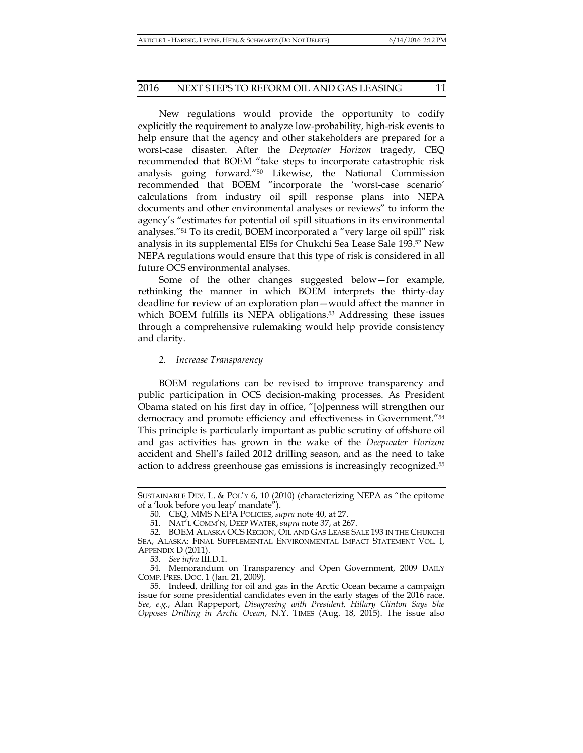New regulations would provide the opportunity to codify explicitly the requirement to analyze low-probability, high-risk events to help ensure that the agency and other stakeholders are prepared for a worst-case disaster. After the *Deepwater Horizon* tragedy, CEQ recommended that BOEM "take steps to incorporate catastrophic risk analysis going forward."[50] Likewise, the National Commission recommended that BOEM "incorporate the 'worst-case scenario' calculations from industry oil spill response plans into NEPA documents and other environmental analyses or reviews" to inform the agency's "estimates for potential oil spill situations in its environmental analyses."[51] To its credit, BOEM incorporated a "very large oil spill" risk analysis in its supplemental EISs for Chukchi Sea Lease Sale 193.[52] New NEPA regulations would ensure that this type of risk is considered in all future OCS environmental analyses.

Some of the other changes suggested below—for example, rethinking the manner in which BOEM interprets the thirty-day deadline for review of an exploration plan—would affect the manner in which BOEM fulfills its NEPA obligations.[53] Addressing these issues through a comprehensive rulemaking would help provide consistency and clarity.

#### *2. Increase Transparency*

BOEM regulations can be revised to improve transparency and public participation in OCS decision-making processes. As President Obama stated on his first day in office, "[o]penness will strengthen our democracy and promote efficiency and effectiveness in Government."[54] This principle is particularly important as public scrutiny of offshore oil and gas activities has grown in the wake of the *Deepwater Horizon* accident and Shell's failed 2012 drilling season, and as the need to take action to address greenhouse gas emissions is increasingly recognized.[55]

---

SUSTAINABLE DEV. L. & POL'Y 6, 10 (2010) (characterizing NEPA as "the epitome of a 'look before you leap' mandate").

50. CEQ, MMS NEPA POLICIES, *supra* note 40, at 27.

51. NAT'L COMM'N, DEEP WATER, *supra* note 37, at 267.

52. BOEM ALASKA OCS REGION, OIL AND GAS LEASE SALE 193 IN THE CHUKCHI SEA, ALASKA: FINAL SUPPLEMENTAL ENVIRONMENTAL IMPACT STATEMENT VOL. I, APPENDIX D (2011).

53. *See infra* III.D.1.

54. Memorandum on Transparency and Open Government, 2009 DAILY COMP. PRES. DOC. 1 (Jan. 21, 2009).

55. Indeed, drilling for oil and gas in the Arctic Ocean became a campaign issue for some presidential candidates even in the early stages of the 2016 race. *See, e.g.*, Alan Rappeport, *Disagreeing with President, Hillary Clinton Says She Opposes Drilling in Arctic Ocean*, N.Y. TIMES (Aug. 18, 2015). The issue also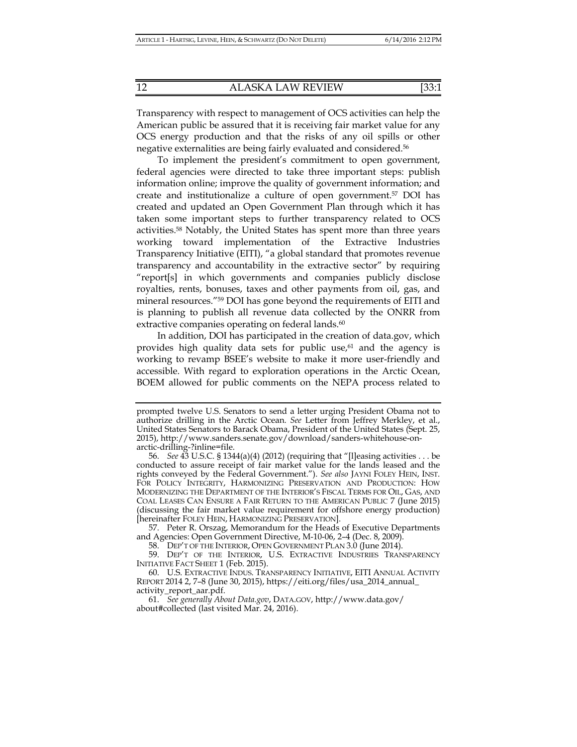Transparency with respect to management of OCS activities can help the American public be assured that it is receiving fair market value for any OCS energy production and that the risks of any oil spills or other negative externalities are being fairly evaluated and considered.[56]

To implement the president's commitment to open government, federal agencies were directed to take three important steps: publish information online; improve the quality of government information; and create and institutionalize a culture of open government.[57] DOI has created and updated an Open Government Plan through which it has taken some important steps to further transparency related to OCS activities.[58] Notably, the United States has spent more than three years working toward implementation of the Extractive Industries Transparency Initiative (EITI), "a global standard that promotes revenue transparency and accountability in the extractive sector" by requiring "report[s] in which governments and companies publicly disclose royalties, rents, bonuses, taxes and other payments from oil, gas, and mineral resources."[59] DOI has gone beyond the requirements of EITI and is planning to publish all revenue data collected by the ONRR from extractive companies operating on federal lands.[60]

In addition, DOI has participated in the creation of data.gov, which provides high quality data sets for public use,[61] and the agency is working to revamp BSEE's website to make it more user-friendly and accessible. With regard to exploration operations in the Arctic Ocean, BOEM allowed for public comments on the NEPA process related to

---

prompted twelve U.S. Senators to send a letter urging President Obama not to authorize drilling in the Arctic Ocean. *See* Letter from Jeffrey Merkley, et al., United States Senators to Barack Obama, President of the United States (Sept. 25, 2015), http://www.sanders.senate.gov/download/sanders-whitehouse-on-arctic-drilling-?inline=file.

56. *See* 43 U.S.C. § 1344(a)(4) (2012) (requiring that "[l]easing activities . . . be conducted to assure receipt of fair market value for the lands leased and the rights conveyed by the Federal Government."). *See also* JAYNI FOLEY HEIN, INST. FOR POLICY INTEGRITY, HARMONIZING PRESERVATION AND PRODUCTION: HOW MODERNIZING THE DEPARTMENT OF THE INTERIOR'S FISCAL TERMS FOR OIL, GAS, AND COAL LEASES CAN ENSURE A FAIR RETURN TO THE AMERICAN PUBLIC 7 (June 2015) (discussing the fair market value requirement for offshore energy production) [hereinafter FOLEY HEIN, HARMONIZING PRESERVATION].

57. Peter R. Orszag, Memorandum for the Heads of Executive Departments and Agencies: Open Government Directive, M-10-06, 2–4 (Dec. 8, 2009).

58. DEP'T OF THE INTERIOR, OPEN GOVERNMENT PLAN 3.0 (June 2014).

59. DEP'T OF THE INTERIOR, U.S. EXTRACTIVE INDUSTRIES TRANSPARENCY INITIATIVE FACT SHEET 1 (Feb. 2015).

60. U.S. EXTRACTIVE INDUS. TRANSPARENCY INITIATIVE, EITI ANNUAL ACTIVITY REPORT 2014 2, 7–8 (June 30, 2015), https://eiti.org/files/usa_2014_annual_activity_report_aar.pdf.

61. *See generally About Data.gov*, DATA.GOV, http://www.data.gov/about#collected (last visited Mar. 24, 2016).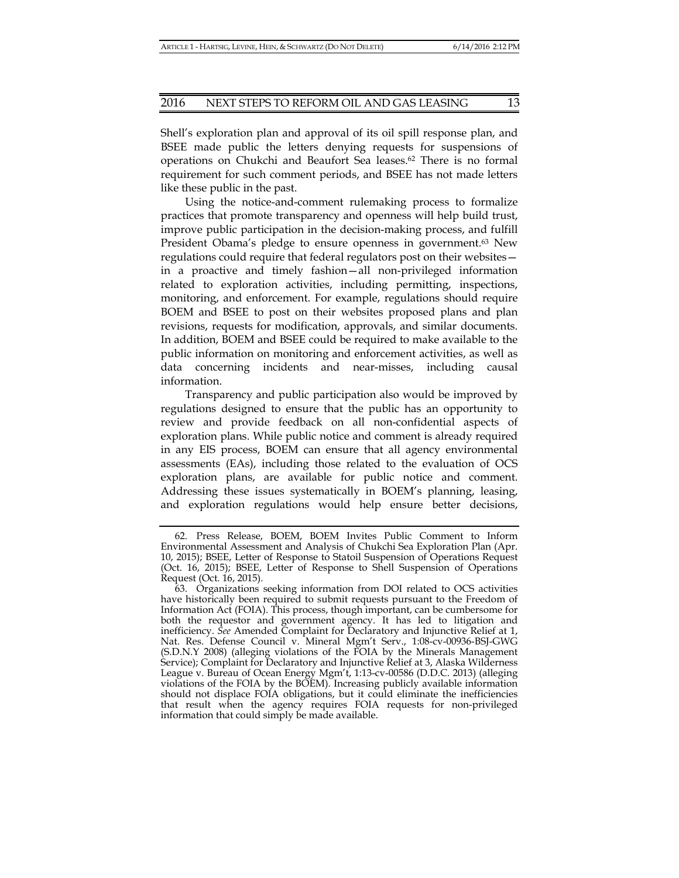Shell's exploration plan and approval of its oil spill response plan, and BSEE made public the letters denying requests for suspensions of operations on Chukchi and Beaufort Sea leases.[62] There is no formal requirement for such comment periods, and BSEE has not made letters like these public in the past.

Using the notice-and-comment rulemaking process to formalize practices that promote transparency and openness will help build trust, improve public participation in the decision-making process, and fulfill President Obama's pledge to ensure openness in government.[63] New regulations could require that federal regulators post on their websites—in a proactive and timely fashion—all non-privileged information related to exploration activities, including permitting, inspections, monitoring, and enforcement. For example, regulations should require BOEM and BSEE to post on their websites proposed plans and plan revisions, requests for modification, approvals, and similar documents. In addition, BOEM and BSEE could be required to make available to the public information on monitoring and enforcement activities, as well as data concerning incidents and near-misses, including causal information.

Transparency and public participation also would be improved by regulations designed to ensure that the public has an opportunity to review and provide feedback on all non-confidential aspects of exploration plans. While public notice and comment is already required in any EIS process, BOEM can ensure that all agency environmental assessments (EAs), including those related to the evaluation of OCS exploration plans, are available for public notice and comment. Addressing these issues systematically in BOEM's planning, leasing, and exploration regulations would help ensure better decisions,

---

62. Press Release, BOEM, BOEM Invites Public Comment to Inform Environmental Assessment and Analysis of Chukchi Sea Exploration Plan (Apr. 10, 2015); BSEE, Letter of Response to Statoil Suspension of Operations Request (Oct. 16, 2015); BSEE, Letter of Response to Shell Suspension of Operations Request (Oct. 16, 2015).

63. Organizations seeking information from DOI related to OCS activities have historically been required to submit requests pursuant to the Freedom of Information Act (FOIA). This process, though important, can be cumbersome for both the requestor and government agency. It has led to litigation and inefficiency. *See* Amended Complaint for Declaratory and Injunctive Relief at 1, Nat. Res. Defense Council v. Mineral Mgm't Serv., 1:08-cv-00936-BSJ-GWG (S.D.N.Y 2008) (alleging violations of the FOIA by the Minerals Management Service); Complaint for Declaratory and Injunctive Relief at 3, Alaska Wilderness League v. Bureau of Ocean Energy Mgm't, 1:13-cv-00586 (D.D.C. 2013) (alleging violations of the FOIA by the BOEM). Increasing publicly available information should not displace FOIA obligations, but it could eliminate the inefficiencies that result when the agency requires FOIA requests for non-privileged information that could simply be made available.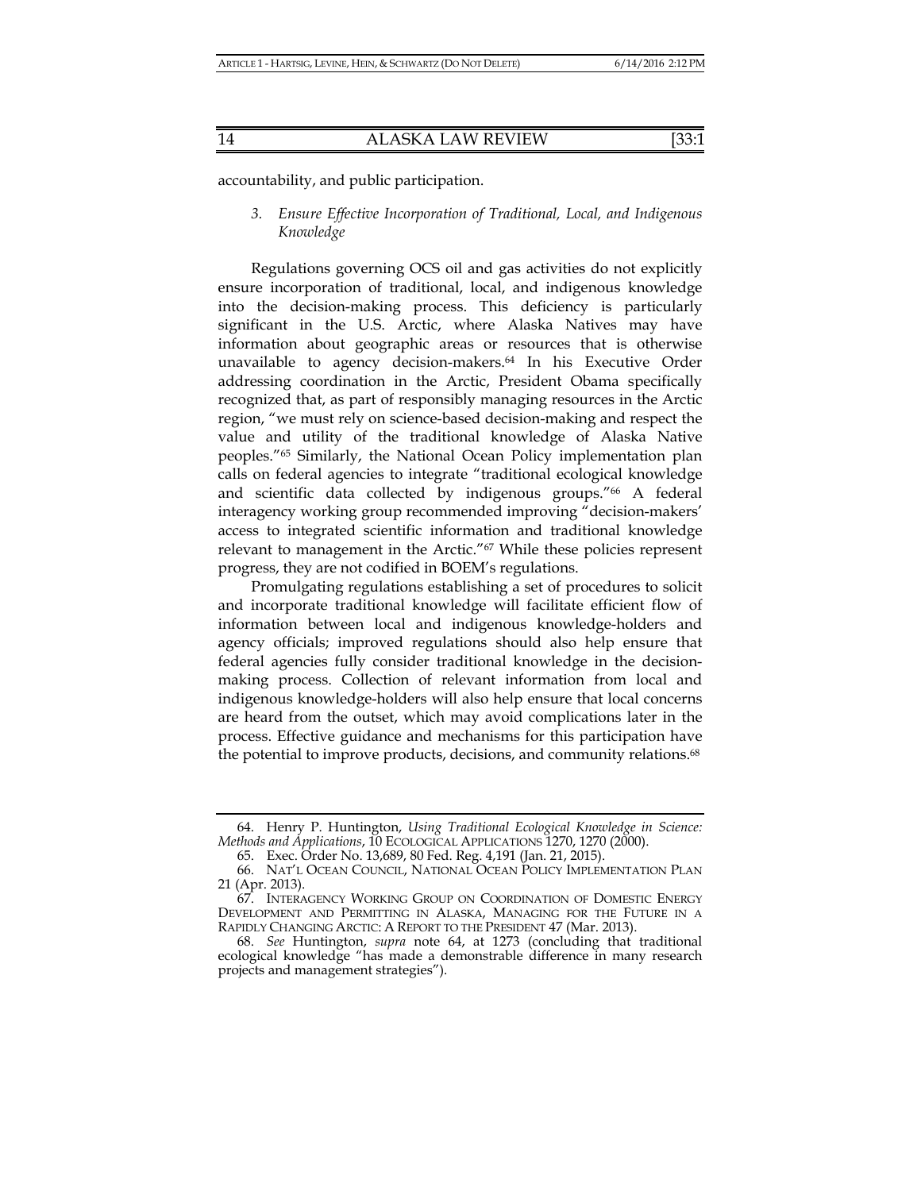accountability, and public participation.

### 3. *Ensure Effective Incorporation of Traditional, Local, and Indigenous Knowledge*

Regulations governing OCS oil and gas activities do not explicitly ensure incorporation of traditional, local, and indigenous knowledge into the decision-making process. This deficiency is particularly significant in the U.S. Arctic, where Alaska Natives may have information about geographic areas or resources that is otherwise unavailable to agency decision-makers.[64] In his Executive Order addressing coordination in the Arctic, President Obama specifically recognized that, as part of responsibly managing resources in the Arctic region, "we must rely on science-based decision-making and respect the value and utility of the traditional knowledge of Alaska Native peoples."[65] Similarly, the National Ocean Policy implementation plan calls on federal agencies to integrate "traditional ecological knowledge and scientific data collected by indigenous groups."[66] A federal interagency working group recommended improving "decision-makers' access to integrated scientific information and traditional knowledge relevant to management in the Arctic."[67] While these policies represent progress, they are not codified in BOEM's regulations.

Promulgating regulations establishing a set of procedures to solicit and incorporate traditional knowledge will facilitate efficient flow of information between local and indigenous knowledge-holders and agency officials; improved regulations should also help ensure that federal agencies fully consider traditional knowledge in the decision-making process. Collection of relevant information from local and indigenous knowledge-holders will also help ensure that local concerns are heard from the outset, which may avoid complications later in the process. Effective guidance and mechanisms for this participation have the potential to improve products, decisions, and community relations.[68]

---

64. Henry P. Huntington, *Using Traditional Ecological Knowledge in Science: Methods and Applications*, 10 ECOLOGICAL APPLICATIONS 1270, 1270 (2000).

65. Exec. Order No. 13,689, 80 Fed. Reg. 4,191 (Jan. 21, 2015).

66. NAT'L OCEAN COUNCIL, NATIONAL OCEAN POLICY IMPLEMENTATION PLAN 21 (Apr. 2013).

67. INTERAGENCY WORKING GROUP ON COORDINATION OF DOMESTIC ENERGY DEVELOPMENT AND PERMITTING IN ALASKA, MANAGING FOR THE FUTURE IN A RAPIDLY CHANGING ARCTIC: A REPORT TO THE PRESIDENT 47 (Mar. 2013).

68. *See* Huntington, *supra* note 64, at 1273 (concluding that traditional ecological knowledge "has made a demonstrable difference in many research projects and management strategies").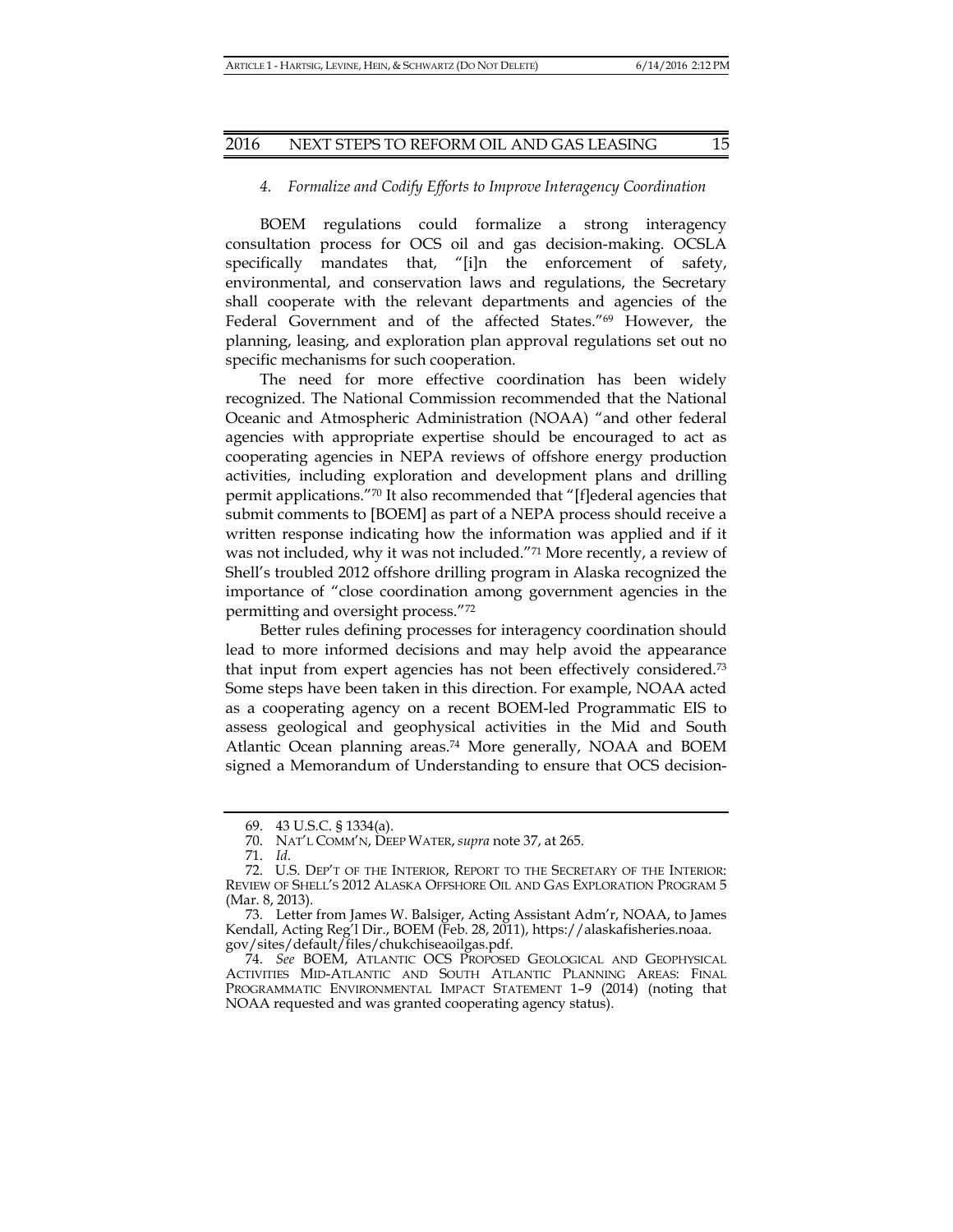#### 4. *Formalize and Codify Efforts to Improve Interagency Coordination*

BOEM regulations could formalize a strong interagency consultation process for OCS oil and gas decision-making. OCSLA specifically mandates that, "[i]n the enforcement of safety, environmental, and conservation laws and regulations, the Secretary shall cooperate with the relevant departments and agencies of the Federal Government and of the affected States."[69] However, the planning, leasing, and exploration plan approval regulations set out no specific mechanisms for such cooperation.

The need for more effective coordination has been widely recognized. The National Commission recommended that the National Oceanic and Atmospheric Administration (NOAA) "and other federal agencies with appropriate expertise should be encouraged to act as cooperating agencies in NEPA reviews of offshore energy production activities, including exploration and development plans and drilling permit applications."[70] It also recommended that "[f]ederal agencies that submit comments to [BOEM] as part of a NEPA process should receive a written response indicating how the information was applied and if it was not included, why it was not included."[71] More recently, a review of Shell's troubled 2012 offshore drilling program in Alaska recognized the importance of "close coordination among government agencies in the permitting and oversight process."[72]

Better rules defining processes for interagency coordination should lead to more informed decisions and may help avoid the appearance that input from expert agencies has not been effectively considered.[73] Some steps have been taken in this direction. For example, NOAA acted as a cooperating agency on a recent BOEM-led Programmatic EIS to assess geological and geophysical activities in the Mid and South Atlantic Ocean planning areas.[74] More generally, NOAA and BOEM signed a Memorandum of Understanding to ensure that OCS decision-

---

69. 43 U.S.C. § 1334(a).

70. NAT'L COMM'N, DEEP WATER, *supra* note 37, at 265.

71. *Id*.

72. U.S. DEP'T OF THE INTERIOR, REPORT TO THE SECRETARY OF THE INTERIOR: REVIEW OF SHELL'S 2012 ALASKA OFFSHORE OIL AND GAS EXPLORATION PROGRAM 5 (Mar. 8, 2013).

73. Letter from James W. Balsiger, Acting Assistant Adm'r, NOAA, to James Kendall, Acting Reg'l Dir., BOEM (Feb. 28, 2011), https://alaskafisheries.noaa.gov/sites/default/files/chukchiseaoilgas.pdf.

74. *See* BOEM, ATLANTIC OCS PROPOSED GEOLOGICAL AND GEOPHYSICAL ACTIVITIES MID-ATLANTIC AND SOUTH ATLANTIC PLANNING AREAS: FINAL PROGRAMMATIC ENVIRONMENTAL IMPACT STATEMENT 1–9 (2014) (noting that NOAA requested and was granted cooperating agency status).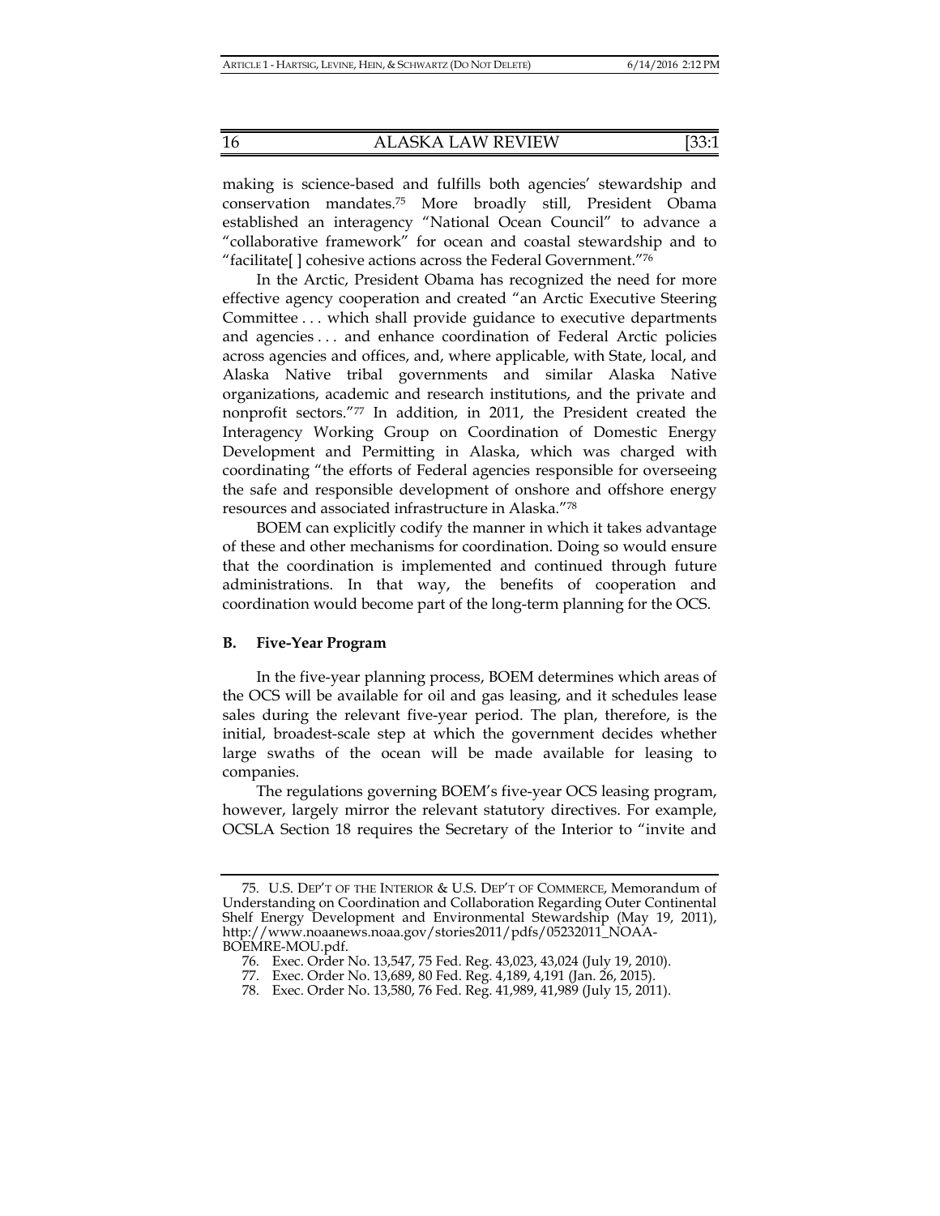making is science-based and fulfills both agencies' stewardship and conservation mandates.[75] More broadly still, President Obama established an interagency "National Ocean Council" to advance a "collaborative framework" for ocean and coastal stewardship and to "facilitate[ ] cohesive actions across the Federal Government."[76]

In the Arctic, President Obama has recognized the need for more effective agency cooperation and created "an Arctic Executive Steering Committee . . . which shall provide guidance to executive departments and agencies . . . and enhance coordination of Federal Arctic policies across agencies and offices, and, where applicable, with State, local, and Alaska Native tribal governments and similar Alaska Native organizations, academic and research institutions, and the private and nonprofit sectors."[77] In addition, in 2011, the President created the Interagency Working Group on Coordination of Domestic Energy Development and Permitting in Alaska, which was charged with coordinating "the efforts of Federal agencies responsible for overseeing the safe and responsible development of onshore and offshore energy resources and associated infrastructure in Alaska."[78]

BOEM can explicitly codify the manner in which it takes advantage of these and other mechanisms for coordination. Doing so would ensure that the coordination is implemented and continued through future administrations. In that way, the benefits of cooperation and coordination would become part of the long-term planning for the OCS.

### B. Five-Year Program

In the five-year planning process, BOEM determines which areas of the OCS will be available for oil and gas leasing, and it schedules lease sales during the relevant five-year period. The plan, therefore, is the initial, broadest-scale step at which the government decides whether large swaths of the ocean will be made available for leasing to companies.

The regulations governing BOEM's five-year OCS leasing program, however, largely mirror the relevant statutory directives. For example, OCSLA Section 18 requires the Secretary of the Interior to "invite and

---

75. U.S. DEP'T OF THE INTERIOR & U.S. DEP'T OF COMMERCE, Memorandum of Understanding on Coordination and Collaboration Regarding Outer Continental Shelf Energy Development and Environmental Stewardship (May 19, 2011), http://www.noaanews.noaa.gov/stories2011/pdfs/05232011_NOAA-BOEMRE-MOU.pdf.

76. Exec. Order No. 13,547, 75 Fed. Reg. 43,023, 43,024 (July 19, 2010).

77. Exec. Order No. 13,689, 80 Fed. Reg. 4,189, 4,191 (Jan. 26, 2015).

78. Exec. Order No. 13,580, 76 Fed. Reg. 41,989, 41,989 (July 15, 2011).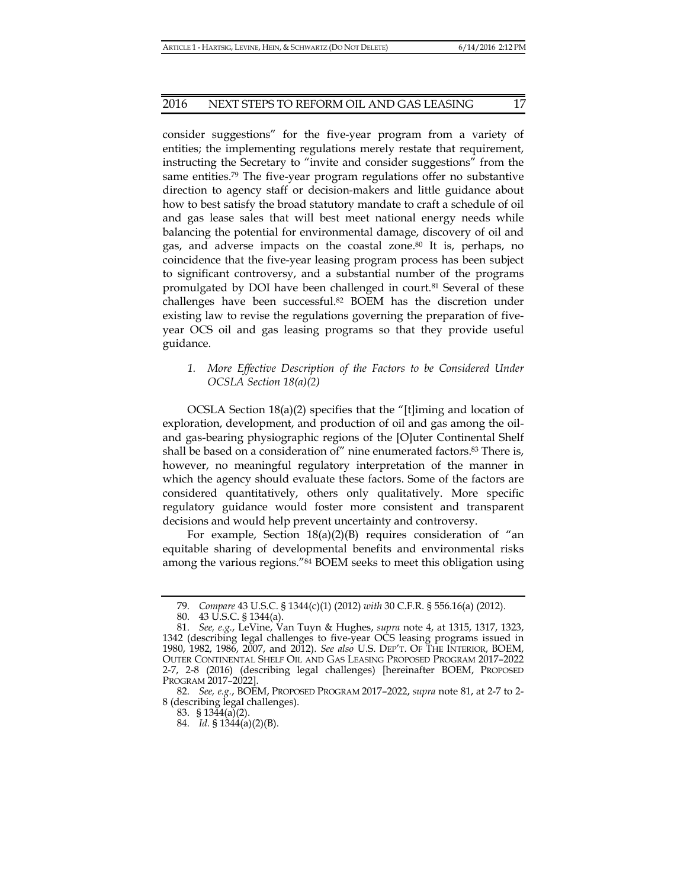consider suggestions" for the five-year program from a variety of entities; the implementing regulations merely restate that requirement, instructing the Secretary to "invite and consider suggestions" from the same entities.[79] The five-year program regulations offer no substantive direction to agency staff or decision-makers and little guidance about how to best satisfy the broad statutory mandate to craft a schedule of oil and gas lease sales that will best meet national energy needs while balancing the potential for environmental damage, discovery of oil and gas, and adverse impacts on the coastal zone.[80] It is, perhaps, no coincidence that the five-year leasing program process has been subject to significant controversy, and a substantial number of the programs promulgated by DOI have been challenged in court.[81] Several of these challenges have been successful.[82] BOEM has the discretion under existing law to revise the regulations governing the preparation of five-year OCS oil and gas leasing programs so that they provide useful guidance.

### *1. More Effective Description of the Factors to be Considered Under OCSLA Section 18(a)(2)*

OCSLA Section 18(a)(2) specifies that the "[t]iming and location of exploration, development, and production of oil and gas among the oil- and gas-bearing physiographic regions of the [O]uter Continental Shelf shall be based on a consideration of" nine enumerated factors.[83] There is, however, no meaningful regulatory interpretation of the manner in which the agency should evaluate these factors. Some of the factors are considered quantitatively, others only qualitatively. More specific regulatory guidance would foster more consistent and transparent decisions and would help prevent uncertainty and controversy.

For example, Section 18(a)(2)(B) requires consideration of "an equitable sharing of developmental benefits and environmental risks among the various regions."[84] BOEM seeks to meet this obligation using

---

79. *Compare* 43 U.S.C. § 1344(c)(1) (2012) *with* 30 C.F.R. § 556.16(a) (2012).

80. 43 U.S.C. § 1344(a).

81. *See, e.g.*, LeVine, Van Tuyn & Hughes, *supra* note 4, at 1315, 1317, 1323, 1342 (describing legal challenges to five-year OCS leasing programs issued in 1980, 1982, 1986, 2007, and 2012). *See also* U.S. DEP'T. OF THE INTERIOR, BOEM, OUTER CONTINENTAL SHELF OIL AND GAS LEASING PROPOSED PROGRAM 2017–2022 2-7, 2-8 (2016) (describing legal challenges) [hereinafter BOEM, PROPOSED PROGRAM 2017–2022].

82. *See, e.g.*, BOEM, PROPOSED PROGRAM 2017–2022, *supra* note 81, at 2-7 to 2-8 (describing legal challenges).

83. § 1344(a)(2).

84. *Id.* § 1344(a)(2)(B).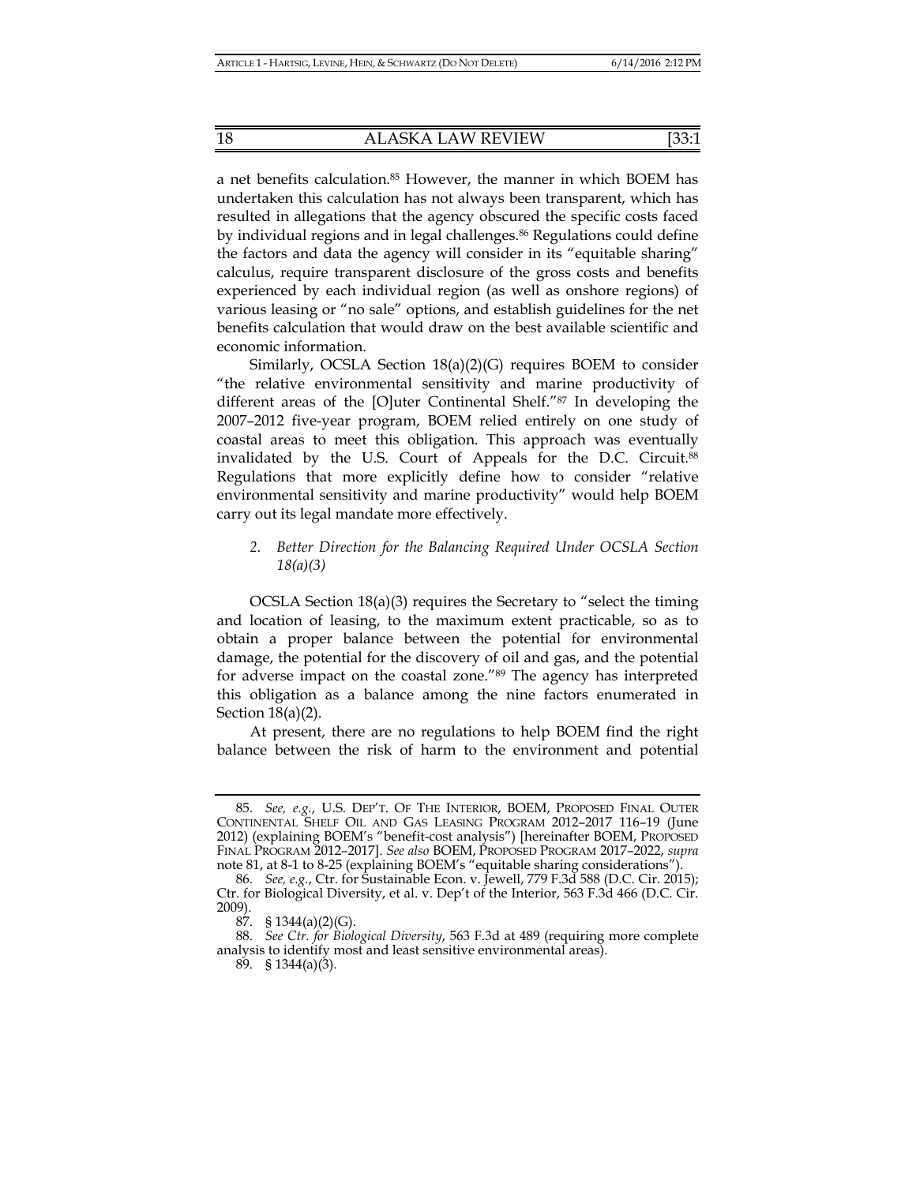a net benefits calculation.[85] However, the manner in which BOEM has undertaken this calculation has not always been transparent, which has resulted in allegations that the agency obscured the specific costs faced by individual regions and in legal challenges.[86] Regulations could define the factors and data the agency will consider in its "equitable sharing" calculus, require transparent disclosure of the gross costs and benefits experienced by each individual region (as well as onshore regions) of various leasing or "no sale" options, and establish guidelines for the net benefits calculation that would draw on the best available scientific and economic information.

Similarly, OCSLA Section 18(a)(2)(G) requires BOEM to consider "the relative environmental sensitivity and marine productivity of different areas of the [O]uter Continental Shelf."[87] In developing the 2007–2012 five-year program, BOEM relied entirely on one study of coastal areas to meet this obligation. This approach was eventually invalidated by the U.S. Court of Appeals for the D.C. Circuit.[88] Regulations that more explicitly define how to consider "relative environmental sensitivity and marine productivity" would help BOEM carry out its legal mandate more effectively.

### *2. Better Direction for the Balancing Required Under OCSLA Section 18(a)(3)*

OCSLA Section 18(a)(3) requires the Secretary to "select the timing and location of leasing, to the maximum extent practicable, so as to obtain a proper balance between the potential for environmental damage, the potential for the discovery of oil and gas, and the potential for adverse impact on the coastal zone."[89] The agency has interpreted this obligation as a balance among the nine factors enumerated in Section 18(a)(2).

At present, there are no regulations to help BOEM find the right balance between the risk of harm to the environment and potential

---

85. *See, e.g.*, U.S. DEP'T. OF THE INTERIOR, BOEM, PROPOSED FINAL OUTER CONTINENTAL SHELF OIL AND GAS LEASING PROGRAM 2012–2017 116–19 (June 2012) (explaining BOEM's "benefit-cost analysis") [hereinafter BOEM, PROPOSED FINAL PROGRAM 2012–2017]. *See also* BOEM, PROPOSED PROGRAM 2017–2022, *supra* note 81, at 8-1 to 8-25 (explaining BOEM's "equitable sharing considerations").

86. *See, e.g.*, Ctr. for Sustainable Econ. v. Jewell, 779 F.3d 588 (D.C. Cir. 2015); Ctr. for Biological Diversity, et al. v. Dep't of the Interior, 563 F.3d 466 (D.C. Cir. 2009).

87. § 1344(a)(2)(G).

88. *See Ctr. for Biological Diversity*, 563 F.3d at 489 (requiring more complete analysis to identify most and least sensitive environmental areas).

89. § 1344(a)(3).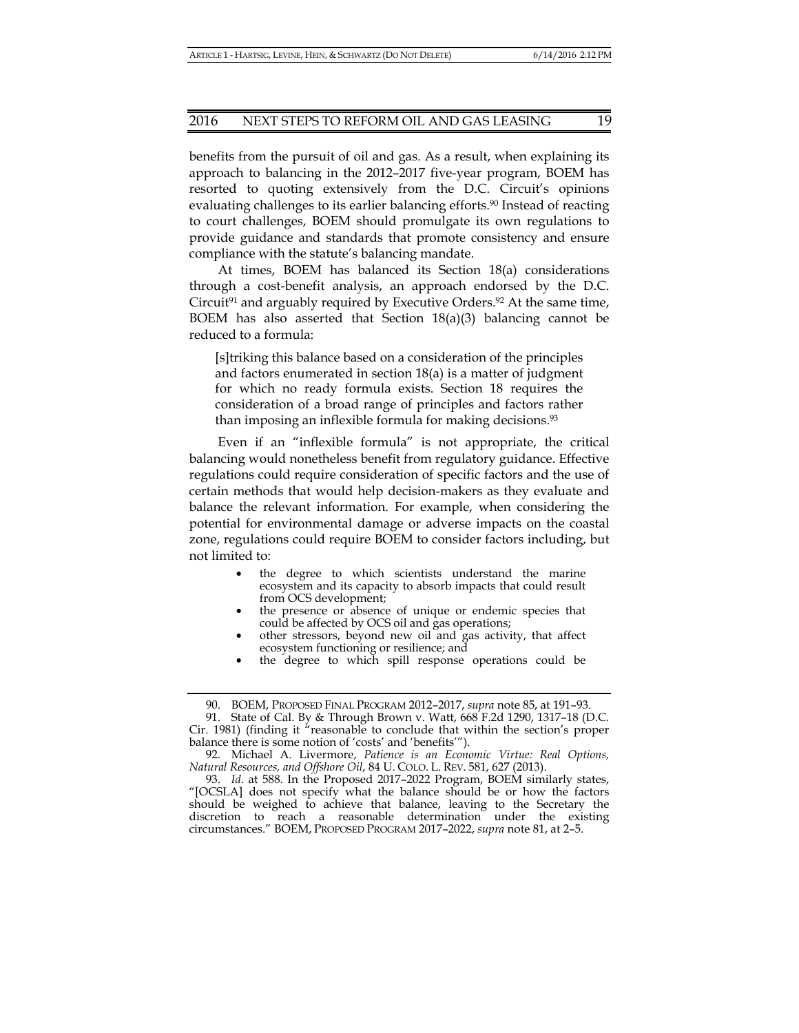benefits from the pursuit of oil and gas. As a result, when explaining its approach to balancing in the 2012–2017 five-year program, BOEM has resorted to quoting extensively from the D.C. Circuit's opinions evaluating challenges to its earlier balancing efforts.[90] Instead of reacting to court challenges, BOEM should promulgate its own regulations to provide guidance and standards that promote consistency and ensure compliance with the statute's balancing mandate.

At times, BOEM has balanced its Section 18(a) considerations through a cost-benefit analysis, an approach endorsed by the D.C. Circuit[91] and arguably required by Executive Orders.[92] At the same time, BOEM has also asserted that Section 18(a)(3) balancing cannot be reduced to a formula:

> [s]triking this balance based on a consideration of the principles and factors enumerated in section 18(a) is a matter of judgment for which no ready formula exists. Section 18 requires the consideration of a broad range of principles and factors rather than imposing an inflexible formula for making decisions.[93]

Even if an "inflexible formula" is not appropriate, the critical balancing would nonetheless benefit from regulatory guidance. Effective regulations could require consideration of specific factors and the use of certain methods that would help decision-makers as they evaluate and balance the relevant information. For example, when considering the potential for environmental damage or adverse impacts on the coastal zone, regulations could require BOEM to consider factors including, but not limited to:

- the degree to which scientists understand the marine ecosystem and its capacity to absorb impacts that could result from OCS development;
- the presence or absence of unique or endemic species that could be affected by OCS oil and gas operations;
- other stressors, beyond new oil and gas activity, that affect ecosystem functioning or resilience; and
- the degree to which spill response operations could be

---

90. BOEM, PROPOSED FINAL PROGRAM 2012–2017, *supra* note 85, at 191–93.

91. State of Cal. By & Through Brown v. Watt, 668 F.2d 1290, 1317–18 (D.C. Cir. 1981) (finding it "reasonable to conclude that within the section's proper balance there is some notion of 'costs' and 'benefits'").

92. Michael A. Livermore, *Patience is an Economic Virtue: Real Options, Natural Resources, and Offshore Oil*, 84 U. COLO. L. REV. 581, 627 (2013).

93. *Id.* at 588. In the Proposed 2017–2022 Program, BOEM similarly states, "[OCSLA] does not specify what the balance should be or how the factors should be weighed to achieve that balance, leaving to the Secretary the discretion to reach a reasonable determination under the existing circumstances." BOEM, PROPOSED PROGRAM 2017–2022, *supra* note 81, at 2–5.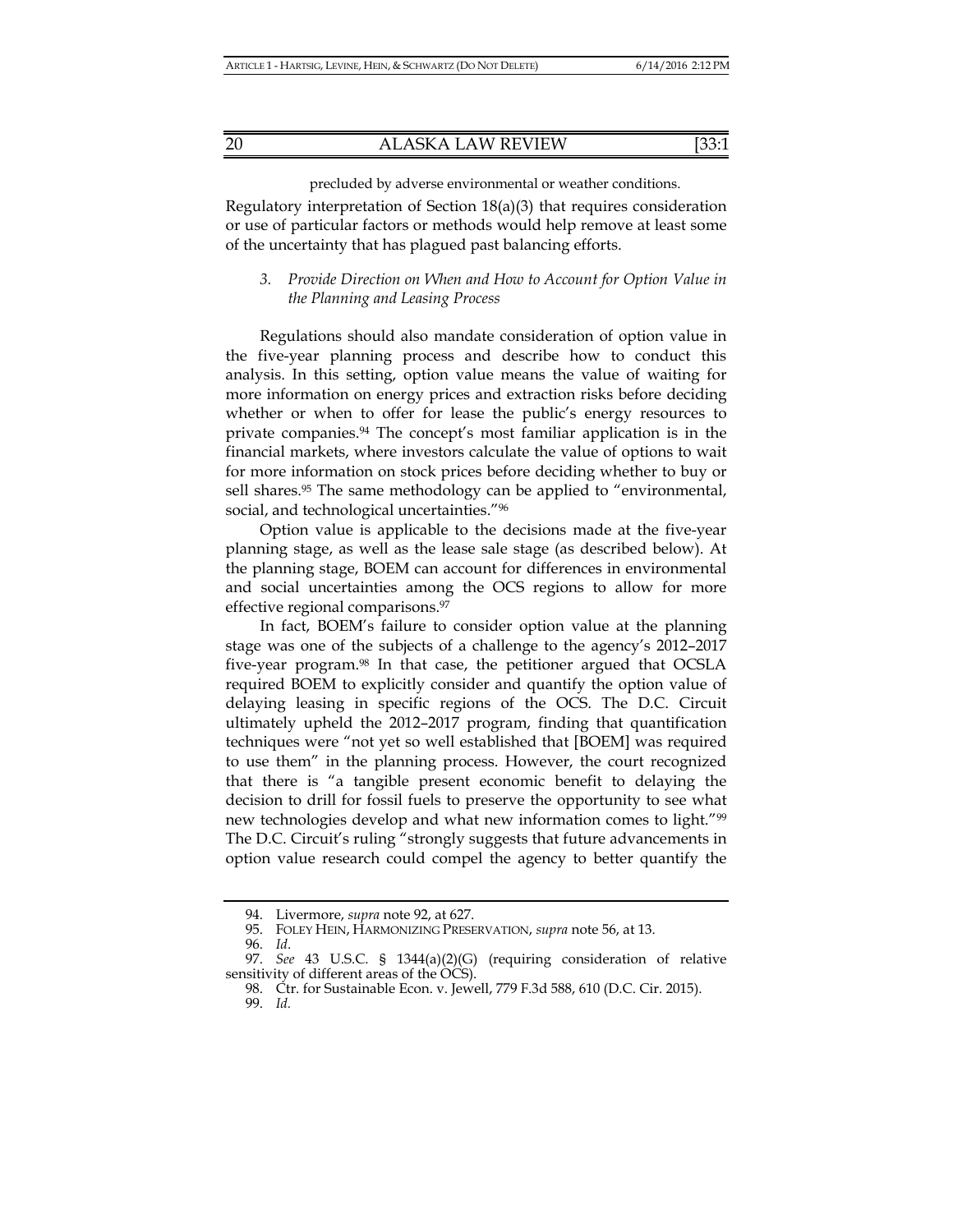precluded by adverse environmental or weather conditions.

Regulatory interpretation of Section 18(a)(3) that requires consideration or use of particular factors or methods would help remove at least some of the uncertainty that has plagued past balancing efforts.

### *3. Provide Direction on When and How to Account for Option Value in the Planning and Leasing Process*

Regulations should also mandate consideration of option value in the five-year planning process and describe how to conduct this analysis. In this setting, option value means the value of waiting for more information on energy prices and extraction risks before deciding whether or when to offer for lease the public's energy resources to private companies.[94] The concept's most familiar application is in the financial markets, where investors calculate the value of options to wait for more information on stock prices before deciding whether to buy or sell shares.[95] The same methodology can be applied to "environmental, social, and technological uncertainties."[96]

Option value is applicable to the decisions made at the five-year planning stage, as well as the lease sale stage (as described below). At the planning stage, BOEM can account for differences in environmental and social uncertainties among the OCS regions to allow for more effective regional comparisons.[97]

In fact, BOEM's failure to consider option value at the planning stage was one of the subjects of a challenge to the agency's 2012–2017 five-year program.[98] In that case, the petitioner argued that OCSLA required BOEM to explicitly consider and quantify the option value of delaying leasing in specific regions of the OCS. The D.C. Circuit ultimately upheld the 2012–2017 program, finding that quantification techniques were "not yet so well established that [BOEM] was required to use them" in the planning process. However, the court recognized that there is "a tangible present economic benefit to delaying the decision to drill for fossil fuels to preserve the opportunity to see what new technologies develop and what new information comes to light."[99] The D.C. Circuit's ruling "strongly suggests that future advancements in option value research could compel the agency to better quantify the

---

94. Livermore, *supra* note 92, at 627.

95. FOLEY HEIN, HARMONIZING PRESERVATION, *supra* note 56, at 13.

96. *Id*.

97. *See* 43 U.S.C. § 1344(a)(2)(G) (requiring consideration of relative sensitivity of different areas of the OCS).

98. Ctr. for Sustainable Econ. v. Jewell, 779 F.3d 588, 610 (D.C. Cir. 2015).

99. *Id.*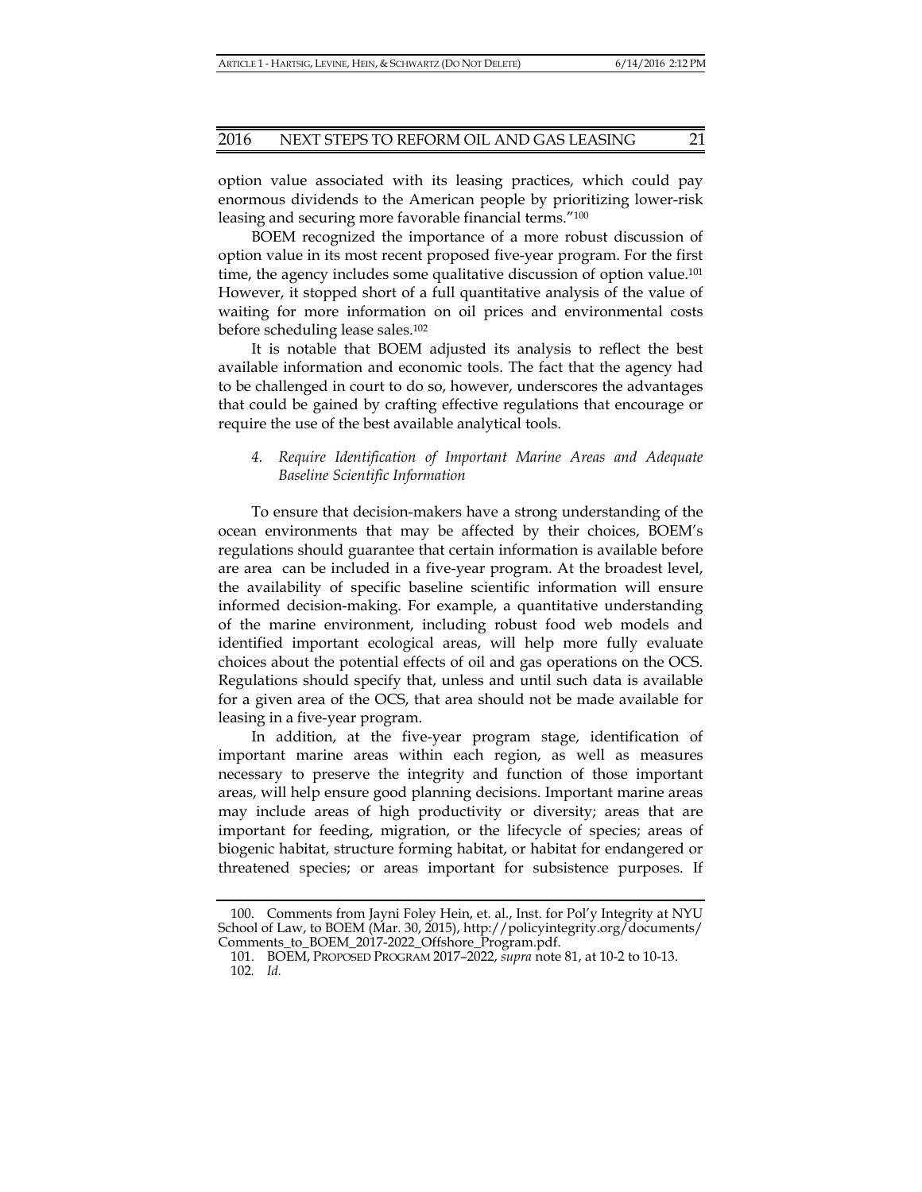option value associated with its leasing practices, which could pay enormous dividends to the American people by prioritizing lower-risk leasing and securing more favorable financial terms."[100]

BOEM recognized the importance of a more robust discussion of option value in its most recent proposed five-year program. For the first time, the agency includes some qualitative discussion of option value.[101] However, it stopped short of a full quantitative analysis of the value of waiting for more information on oil prices and environmental costs before scheduling lease sales.[102]

It is notable that BOEM adjusted its analysis to reflect the best available information and economic tools. The fact that the agency had to be challenged in court to do so, however, underscores the advantages that could be gained by crafting effective regulations that encourage or require the use of the best available analytical tools.

### *4. Require Identification of Important Marine Areas and Adequate Baseline Scientific Information*

To ensure that decision-makers have a strong understanding of the ocean environments that may be affected by their choices, BOEM's regulations should guarantee that certain information is available before are area can be included in a five-year program. At the broadest level, the availability of specific baseline scientific information will ensure informed decision-making. For example, a quantitative understanding of the marine environment, including robust food web models and identified important ecological areas, will help more fully evaluate choices about the potential effects of oil and gas operations on the OCS. Regulations should specify that, unless and until such data is available for a given area of the OCS, that area should not be made available for leasing in a five-year program.

In addition, at the five-year program stage, identification of important marine areas within each region, as well as measures necessary to preserve the integrity and function of those important areas, will help ensure good planning decisions. Important marine areas may include areas of high productivity or diversity; areas that are important for feeding, migration, or the lifecycle of species; areas of biogenic habitat, structure forming habitat, or habitat for endangered or threatened species; or areas important for subsistence purposes. If

---

100. Comments from Jayni Foley Hein, et. al., Inst. for Pol'y Integrity at NYU School of Law, to BOEM (Mar. 30, 2015), http://policyintegrity.org/documents/Comments_to_BOEM_2017-2022_Offshore_Program.pdf.

101. BOEM, PROPOSED PROGRAM 2017–2022, *supra* note 81, at 10-2 to 10-13.

102. *Id.*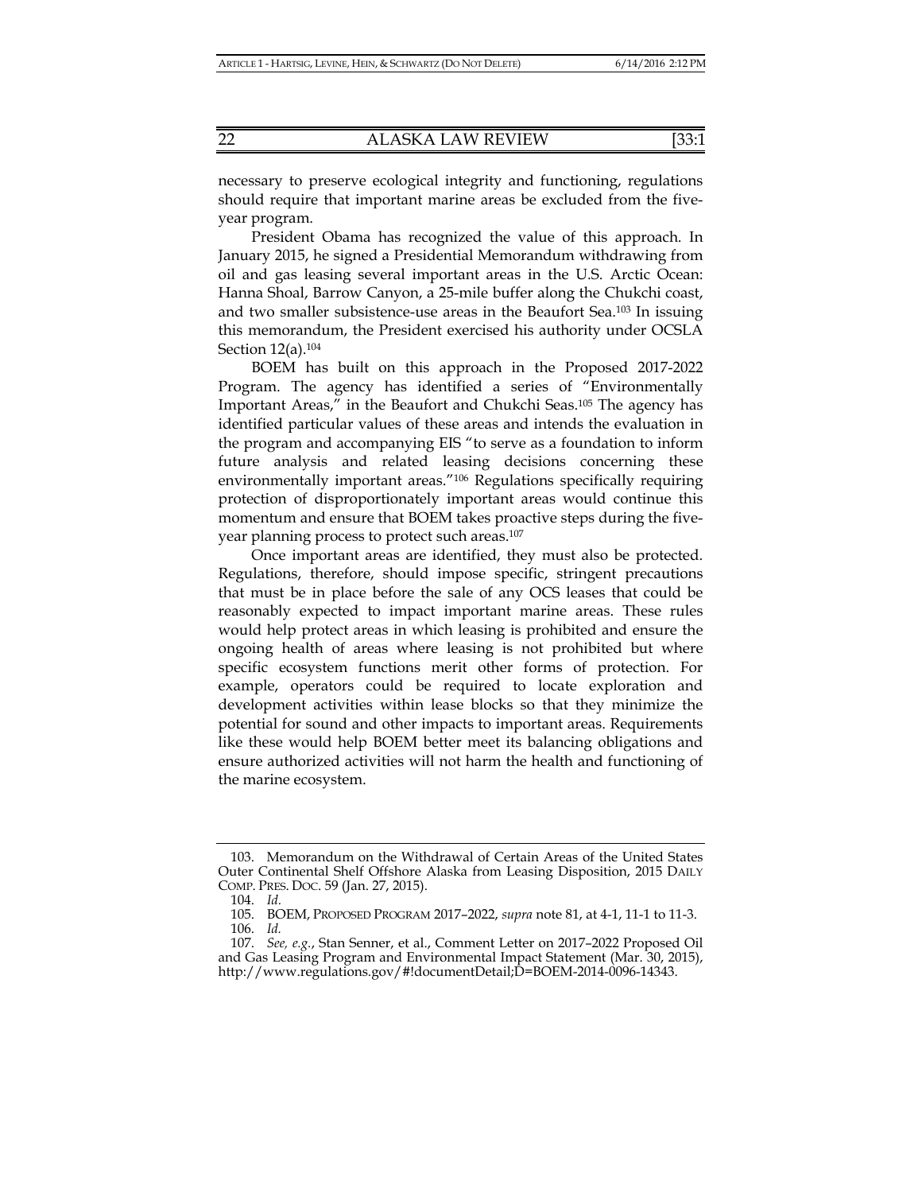necessary to preserve ecological integrity and functioning, regulations should require that important marine areas be excluded from the five-year program.

President Obama has recognized the value of this approach. In January 2015, he signed a Presidential Memorandum withdrawing from oil and gas leasing several important areas in the U.S. Arctic Ocean: Hanna Shoal, Barrow Canyon, a 25-mile buffer along the Chukchi coast, and two smaller subsistence-use areas in the Beaufort Sea.[103] In issuing this memorandum, the President exercised his authority under OCSLA Section 12(a).[104]

BOEM has built on this approach in the Proposed 2017-2022 Program. The agency has identified a series of "Environmentally Important Areas," in the Beaufort and Chukchi Seas.[105] The agency has identified particular values of these areas and intends the evaluation in the program and accompanying EIS "to serve as a foundation to inform future analysis and related leasing decisions concerning these environmentally important areas."[106] Regulations specifically requiring protection of disproportionately important areas would continue this momentum and ensure that BOEM takes proactive steps during the five-year planning process to protect such areas.[107]

Once important areas are identified, they must also be protected. Regulations, therefore, should impose specific, stringent precautions that must be in place before the sale of any OCS leases that could be reasonably expected to impact important marine areas. These rules would help protect areas in which leasing is prohibited and ensure the ongoing health of areas where leasing is not prohibited but where specific ecosystem functions merit other forms of protection. For example, operators could be required to locate exploration and development activities within lease blocks so that they minimize the potential for sound and other impacts to important areas. Requirements like these would help BOEM better meet its balancing obligations and ensure authorized activities will not harm the health and functioning of the marine ecosystem.

---

103. Memorandum on the Withdrawal of Certain Areas of the United States Outer Continental Shelf Offshore Alaska from Leasing Disposition, 2015 DAILY COMP. PRES. DOC. 59 (Jan. 27, 2015).

104. *Id.*

105. BOEM, PROPOSED PROGRAM 2017–2022, *supra* note 81, at 4-1, 11-1 to 11-3.

106. *Id.*

107. *See, e.g.*, Stan Senner, et al., Comment Letter on 2017–2022 Proposed Oil and Gas Leasing Program and Environmental Impact Statement (Mar. 30, 2015), http://www.regulations.gov/#!documentDetail;D=BOEM-2014-0096-14343.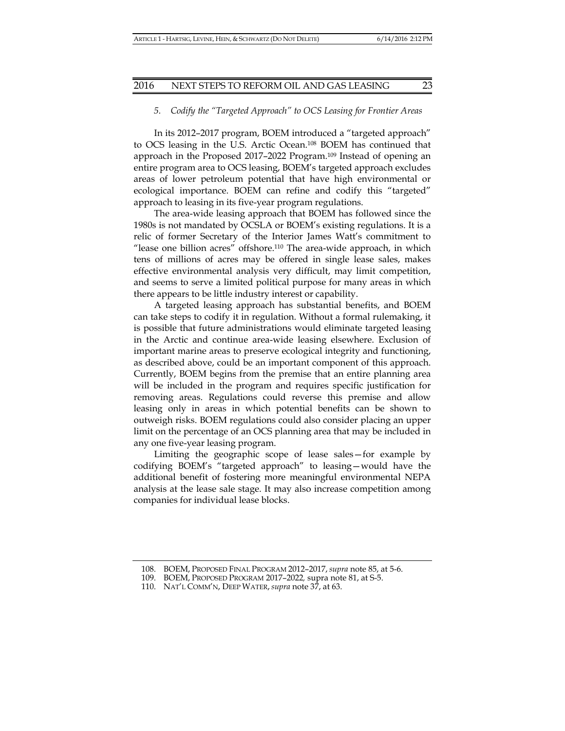### *5. Codify the "Targeted Approach" to OCS Leasing for Frontier Areas*

In its 2012–2017 program, BOEM introduced a "targeted approach" to OCS leasing in the U.S. Arctic Ocean.[108] BOEM has continued that approach in the Proposed 2017–2022 Program.[109] Instead of opening an entire program area to OCS leasing, BOEM's targeted approach excludes areas of lower petroleum potential that have high environmental or ecological importance. BOEM can refine and codify this "targeted" approach to leasing in its five-year program regulations.

The area-wide leasing approach that BOEM has followed since the 1980s is not mandated by OCSLA or BOEM's existing regulations. It is a relic of former Secretary of the Interior James Watt's commitment to "lease one billion acres" offshore.[110] The area-wide approach, in which tens of millions of acres may be offered in single lease sales, makes effective environmental analysis very difficult, may limit competition, and seems to serve a limited political purpose for many areas in which there appears to be little industry interest or capability.

A targeted leasing approach has substantial benefits, and BOEM can take steps to codify it in regulation. Without a formal rulemaking, it is possible that future administrations would eliminate targeted leasing in the Arctic and continue area-wide leasing elsewhere. Exclusion of important marine areas to preserve ecological integrity and functioning, as described above, could be an important component of this approach. Currently, BOEM begins from the premise that an entire planning area will be included in the program and requires specific justification for removing areas. Regulations could reverse this premise and allow leasing only in areas in which potential benefits can be shown to outweigh risks. BOEM regulations could also consider placing an upper limit on the percentage of an OCS planning area that may be included in any one five-year leasing program.

Limiting the geographic scope of lease sales—for example by codifying BOEM's "targeted approach" to leasing—would have the additional benefit of fostering more meaningful environmental NEPA analysis at the lease sale stage. It may also increase competition among companies for individual lease blocks.

---

108. BOEM, PROPOSED FINAL PROGRAM 2012–2017, *supra* note 85, at 5-6.

109. BOEM, PROPOSED PROGRAM 2017–2022, supra note 81, at S-5.

110. NAT'L COMM'N, DEEP WATER, *supra* note 37, at 63.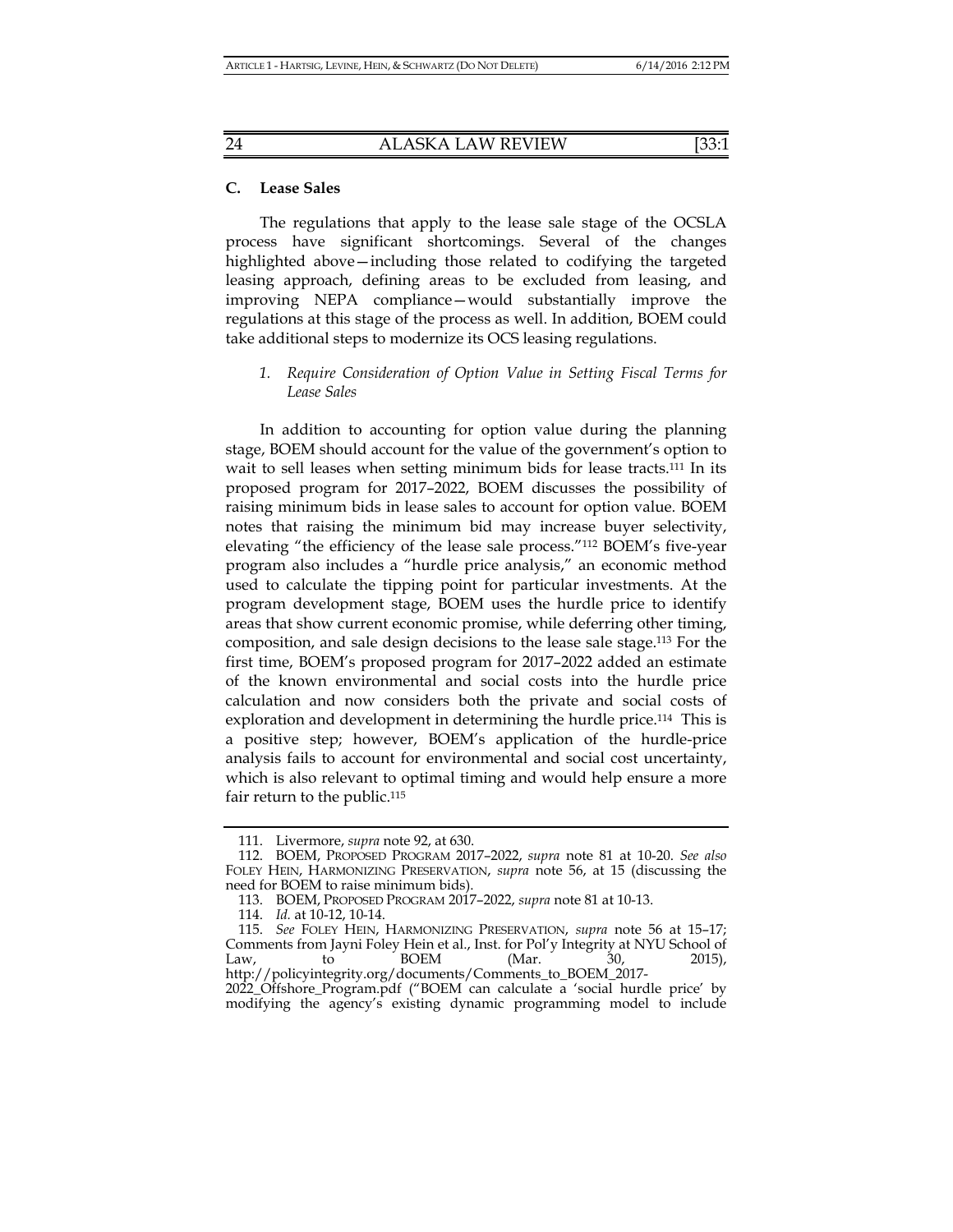### C. Lease Sales

The regulations that apply to the lease sale stage of the OCSLA process have significant shortcomings. Several of the changes highlighted above—including those related to codifying the targeted leasing approach, defining areas to be excluded from leasing, and improving NEPA compliance—would substantially improve the regulations at this stage of the process as well. In addition, BOEM could take additional steps to modernize its OCS leasing regulations.

#### 1. *Require Consideration of Option Value in Setting Fiscal Terms for Lease Sales*

In addition to accounting for option value during the planning stage, BOEM should account for the value of the government's option to wait to sell leases when setting minimum bids for lease tracts.[111] In its proposed program for 2017–2022, BOEM discusses the possibility of raising minimum bids in lease sales to account for option value. BOEM notes that raising the minimum bid may increase buyer selectivity, elevating "the efficiency of the lease sale process."[112] BOEM's five-year program also includes a "hurdle price analysis," an economic method used to calculate the tipping point for particular investments. At the program development stage, BOEM uses the hurdle price to identify areas that show current economic promise, while deferring other timing, composition, and sale design decisions to the lease sale stage.[113] For the first time, BOEM's proposed program for 2017–2022 added an estimate of the known environmental and social costs into the hurdle price calculation and now considers both the private and social costs of exploration and development in determining the hurdle price.[114] This is a positive step; however, BOEM's application of the hurdle-price analysis fails to account for environmental and social cost uncertainty, which is also relevant to optimal timing and would help ensure a more fair return to the public.[115]

---

111. Livermore, *supra* note 92, at 630.

112. BOEM, PROPOSED PROGRAM 2017–2022, *supra* note 81 at 10-20. *See also* FOLEY HEIN, HARMONIZING PRESERVATION, *supra* note 56, at 15 (discussing the need for BOEM to raise minimum bids).

113. BOEM, PROPOSED PROGRAM 2017–2022, *supra* note 81 at 10-13.

114. *Id.* at 10-12, 10-14.

115. *See* FOLEY HEIN, HARMONIZING PRESERVATION, *supra* note 56 at 15–17; Comments from Jayni Foley Hein et al., Inst. for Pol'y Integrity at NYU School of Law, to BOEM (Mar. 30, 2015), http://policyintegrity.org/documents/Comments_to_BOEM_2017-2022_Offshore_Program.pdf ("BOEM can calculate a 'social hurdle price' by modifying the agency's existing dynamic programming model to include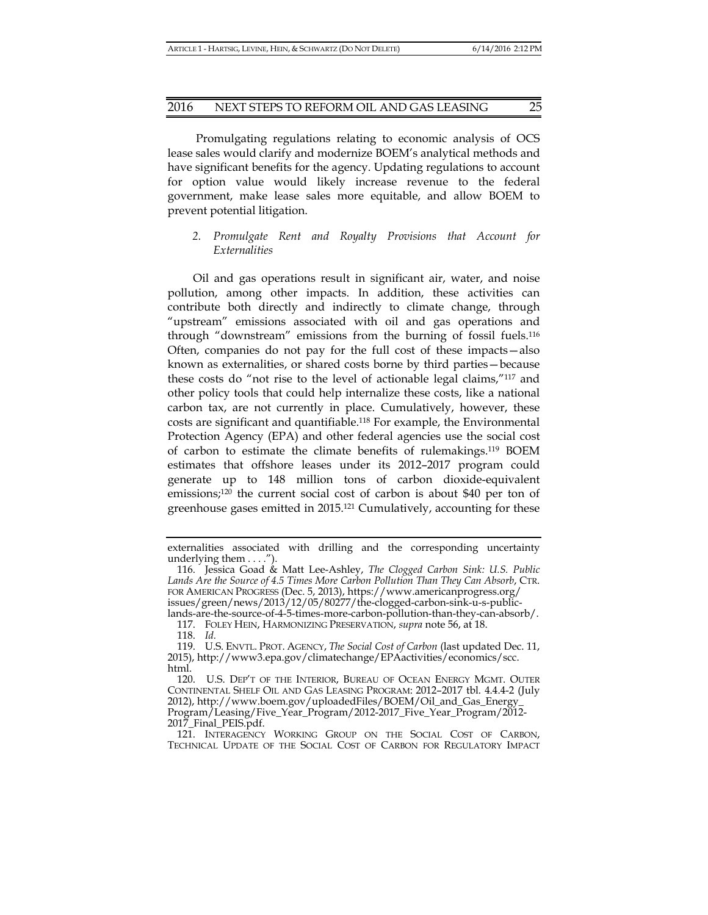Promulgating regulations relating to economic analysis of OCS lease sales would clarify and modernize BOEM's analytical methods and have significant benefits for the agency. Updating regulations to account for option value would likely increase revenue to the federal government, make lease sales more equitable, and allow BOEM to prevent potential litigation.

### 2. *Promulgate Rent and Royalty Provisions that Account for Externalities*

Oil and gas operations result in significant air, water, and noise pollution, among other impacts. In addition, these activities can contribute both directly and indirectly to climate change, through "upstream" emissions associated with oil and gas operations and through "downstream" emissions from the burning of fossil fuels.[116] Often, companies do not pay for the full cost of these impacts—also known as externalities, or shared costs borne by third parties—because these costs do "not rise to the level of actionable legal claims,"[117] and other policy tools that could help internalize these costs, like a national carbon tax, are not currently in place. Cumulatively, however, these costs are significant and quantifiable.[118] For example, the Environmental Protection Agency (EPA) and other federal agencies use the social cost of carbon to estimate the climate benefits of rulemakings.[119] BOEM estimates that offshore leases under its 2012–2017 program could generate up to 148 million tons of carbon dioxide-equivalent emissions;[120] the current social cost of carbon is about $40 per ton of greenhouse gases emitted in 2015.[121] Cumulatively, accounting for these

---

externalities associated with drilling and the corresponding uncertainty underlying them . . . .").

116. Jessica Goad & Matt Lee-Ashley, *The Clogged Carbon Sink: U.S. Public Lands Are the Source of 4.5 Times More Carbon Pollution Than They Can Absorb*, CTR. FOR AMERICAN PROGRESS (Dec. 5, 2013), https://www.americanprogress.org/issues/green/news/2013/12/05/80277/the-clogged-carbon-sink-u-s-public-lands-are-the-source-of-4-5-times-more-carbon-pollution-than-they-can-absorb/.

117. FOLEY HEIN, HARMONIZING PRESERVATION, *supra* note 56, at 18.

118. *Id.*

119. U.S. ENVTL. PROT. AGENCY, *The Social Cost of Carbon* (last updated Dec. 11, 2015), http://www3.epa.gov/climatechange/EPAactivities/economics/scc.html.

120. U.S. DEP'T OF THE INTERIOR, BUREAU OF OCEAN ENERGY MGMT. OUTER CONTINENTAL SHELF OIL AND GAS LEASING PROGRAM: 2012–2017 tbl. 4.4.4-2 (July 2012), http://www.boem.gov/uploadedFiles/BOEM/Oil_and_Gas_Energy_Program/Leasing/Five_Year_Program/2012-2017_Five_Year_Program/2012-2017_Final_PEIS.pdf.

121. INTERAGENCY WORKING GROUP ON THE SOCIAL COST OF CARBON, TECHNICAL UPDATE OF THE SOCIAL COST OF CARBON FOR REGULATORY IMPACT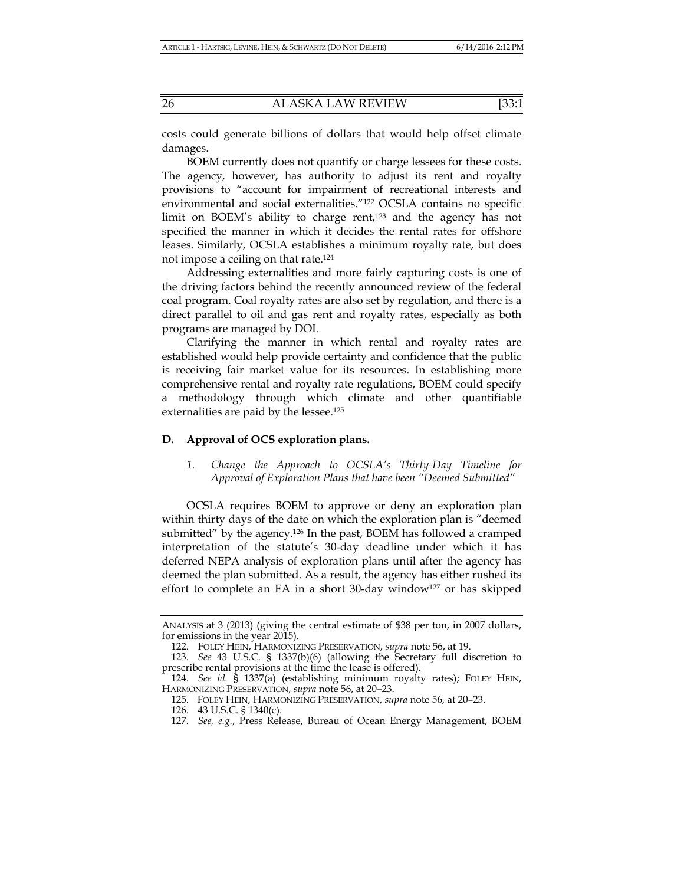costs could generate billions of dollars that would help offset climate damages.

BOEM currently does not quantify or charge lessees for these costs. The agency, however, has authority to adjust its rent and royalty provisions to "account for impairment of recreational interests and environmental and social externalities."[122] OCSLA contains no specific limit on BOEM's ability to charge rent,[123] and the agency has not specified the manner in which it decides the rental rates for offshore leases. Similarly, OCSLA establishes a minimum royalty rate, but does not impose a ceiling on that rate.[124]

Addressing externalities and more fairly capturing costs is one of the driving factors behind the recently announced review of the federal coal program. Coal royalty rates are also set by regulation, and there is a direct parallel to oil and gas rent and royalty rates, especially as both programs are managed by DOI.

Clarifying the manner in which rental and royalty rates are established would help provide certainty and confidence that the public is receiving fair market value for its resources. In establishing more comprehensive rental and royalty rate regulations, BOEM could specify a methodology through which climate and other quantifiable externalities are paid by the lessee.[125]

### D. Approval of OCS exploration plans.

#### 1. *Change the Approach to OCSLA's Thirty-Day Timeline for Approval of Exploration Plans that have been "Deemed Submitted"*

OCSLA requires BOEM to approve or deny an exploration plan within thirty days of the date on which the exploration plan is "deemed submitted" by the agency.[126] In the past, BOEM has followed a cramped interpretation of the statute's 30-day deadline under which it has deferred NEPA analysis of exploration plans until after the agency has deemed the plan submitted. As a result, the agency has either rushed its effort to complete an EA in a short 30-day window[127] or has skipped

---

ANALYSIS at 3 (2013) (giving the central estimate of $38 per ton, in 2007 dollars, for emissions in the year 2015).

122. FOLEY HEIN, HARMONIZING PRESERVATION, *supra* note 56, at 19.

123. *See* 43 U.S.C. § 1337(b)(6) (allowing the Secretary full discretion to prescribe rental provisions at the time the lease is offered).

124. *See id.* § 1337(a) (establishing minimum royalty rates); FOLEY HEIN, HARMONIZING PRESERVATION, *supra* note 56, at 20–23.

125. FOLEY HEIN, HARMONIZING PRESERVATION, *supra* note 56, at 20–23.

126. 43 U.S.C. § 1340(c).

127. *See, e.g.*, Press Release, Bureau of Ocean Energy Management, BOEM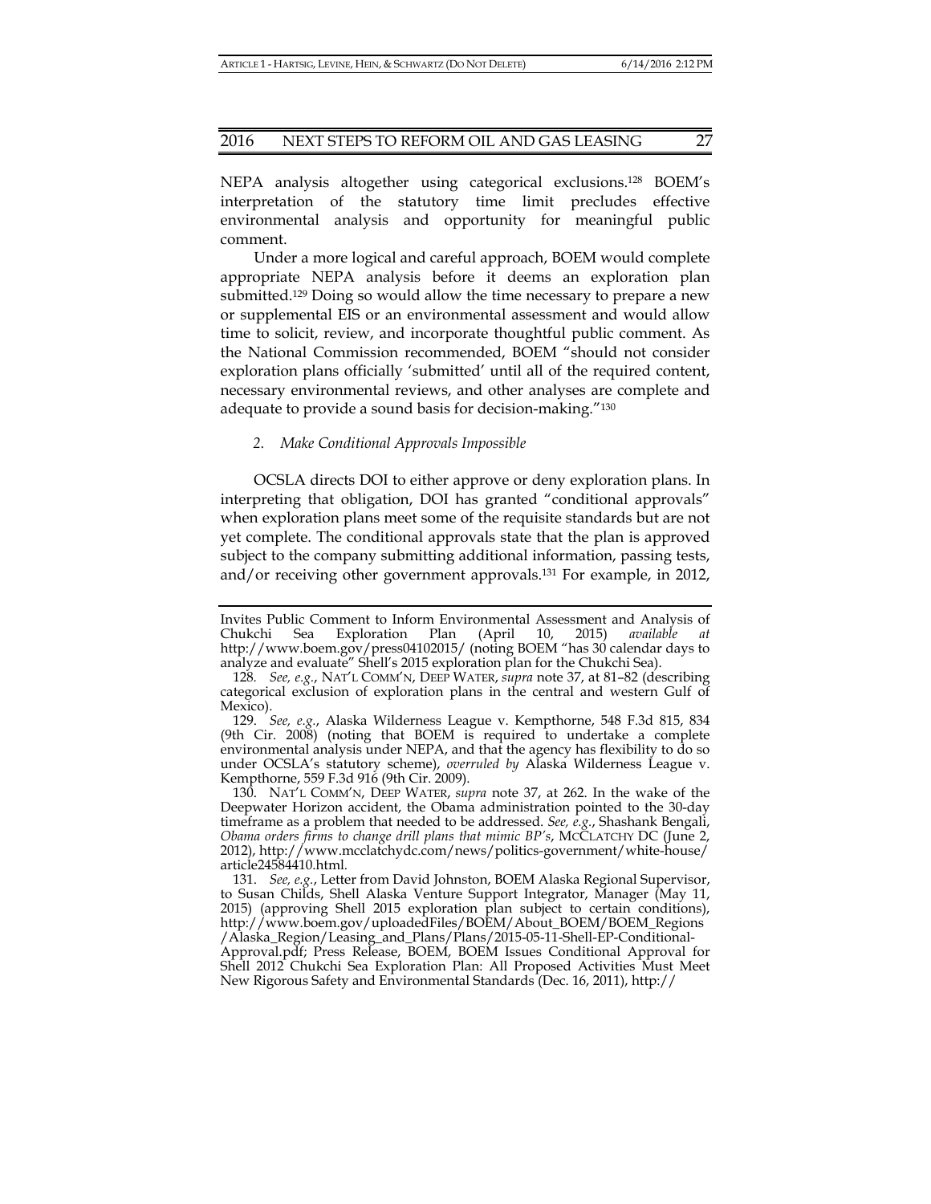NEPA analysis altogether using categorical exclusions.[128] BOEM's interpretation of the statutory time limit precludes effective environmental analysis and opportunity for meaningful public comment.

Under a more logical and careful approach, BOEM would complete appropriate NEPA analysis before it deems an exploration plan submitted.[129] Doing so would allow the time necessary to prepare a new or supplemental EIS or an environmental assessment and would allow time to solicit, review, and incorporate thoughtful public comment. As the National Commission recommended, BOEM "should not consider exploration plans officially 'submitted' until all of the required content, necessary environmental reviews, and other analyses are complete and adequate to provide a sound basis for decision-making."[130]

### *2. Make Conditional Approvals Impossible*

OCSLA directs DOI to either approve or deny exploration plans. In interpreting that obligation, DOI has granted "conditional approvals" when exploration plans meet some of the requisite standards but are not yet complete. The conditional approvals state that the plan is approved subject to the company submitting additional information, passing tests, and/or receiving other government approvals.[131] For example, in 2012,

---

Invites Public Comment to Inform Environmental Assessment and Analysis of Chukchi Sea Exploration Plan (April 10, 2015) *available at* http://www.boem.gov/press04102015/ (noting BOEM "has 30 calendar days to analyze and evaluate" Shell's 2015 exploration plan for the Chukchi Sea).

128. *See, e.g.*, NAT'L COMM'N, DEEP WATER, *supra* note 37, at 81–82 (describing categorical exclusion of exploration plans in the central and western Gulf of Mexico).

129. *See, e.g.*, Alaska Wilderness League v. Kempthorne, 548 F.3d 815, 834 (9th Cir. 2008) (noting that BOEM is required to undertake a complete environmental analysis under NEPA, and that the agency has flexibility to do so under OCSLA's statutory scheme), *overruled by* Alaska Wilderness League v. Kempthorne, 559 F.3d 916 (9th Cir. 2009).

130. NAT'L COMM'N, DEEP WATER, *supra* note 37, at 262. In the wake of the Deepwater Horizon accident, the Obama administration pointed to the 30-day timeframe as a problem that needed to be addressed. *See, e.g.*, Shashank Bengali, *Obama orders firms to change drill plans that mimic BP's*, MCCLATCHY DC (June 2, 2012), http://www.mcclatchydc.com/news/politics-government/white-house/article24584410.html.

131. *See, e.g.*, Letter from David Johnston, BOEM Alaska Regional Supervisor, to Susan Childs, Shell Alaska Venture Support Integrator, Manager (May 11, 2015) (approving Shell 2015 exploration plan subject to certain conditions), http://www.boem.gov/uploadedFiles/BOEM/About_BOEM/BOEM_Regions/Alaska_Region/Leasing_and_Plans/Plans/2015-05-11-Shell-EP-Conditional-Approval.pdf; Press Release, BOEM, BOEM Issues Conditional Approval for Shell 2012 Chukchi Sea Exploration Plan: All Proposed Activities Must Meet New Rigorous Safety and Environmental Standards (Dec. 16, 2011), http://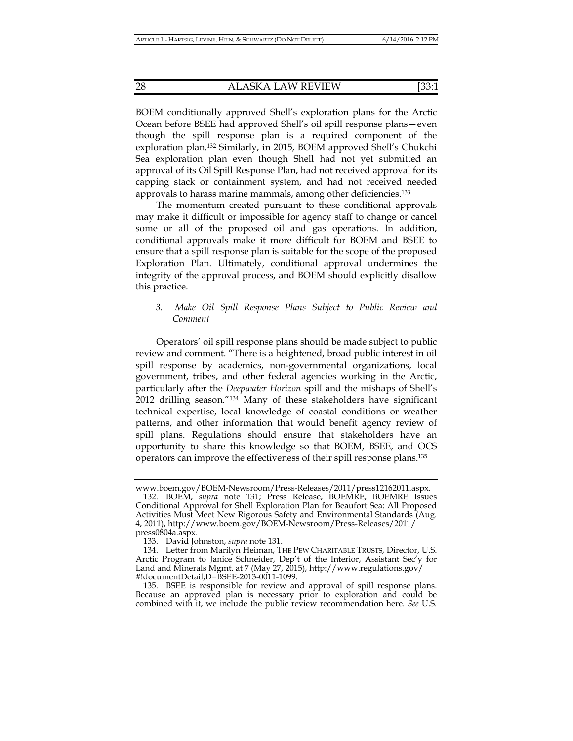BOEM conditionally approved Shell's exploration plans for the Arctic Ocean before BSEE had approved Shell's oil spill response plans—even though the spill response plan is a required component of the exploration plan.[132] Similarly, in 2015, BOEM approved Shell's Chukchi Sea exploration plan even though Shell had not yet submitted an approval of its Oil Spill Response Plan, had not received approval for its capping stack or containment system, and had not received needed approvals to harass marine mammals, among other deficiencies.[133]

The momentum created pursuant to these conditional approvals may make it difficult or impossible for agency staff to change or cancel some or all of the proposed oil and gas operations. In addition, conditional approvals make it more difficult for BOEM and BSEE to ensure that a spill response plan is suitable for the scope of the proposed Exploration Plan. Ultimately, conditional approval undermines the integrity of the approval process, and BOEM should explicitly disallow this practice.

### *3. Make Oil Spill Response Plans Subject to Public Review and Comment*

Operators' oil spill response plans should be made subject to public review and comment. "There is a heightened, broad public interest in oil spill response by academics, non-governmental organizations, local government, tribes, and other federal agencies working in the Arctic, particularly after the *Deepwater Horizon* spill and the mishaps of Shell's 2012 drilling season."[134] Many of these stakeholders have significant technical expertise, local knowledge of coastal conditions or weather patterns, and other information that would benefit agency review of spill plans. Regulations should ensure that stakeholders have an opportunity to share this knowledge so that BOEM, BSEE, and OCS operators can improve the effectiveness of their spill response plans.[135]

---

www.boem.gov/BOEM-Newsroom/Press-Releases/2011/press12162011.aspx.

132. BOEM, *supra* note 131; Press Release, BOEMRE, BOEMRE Issues Conditional Approval for Shell Exploration Plan for Beaufort Sea: All Proposed Activities Must Meet New Rigorous Safety and Environmental Standards (Aug. 4, 2011), http://www.boem.gov/BOEM-Newsroom/Press-Releases/2011/press0804a.aspx.

133. David Johnston, *supra* note 131.

134. Letter from Marilyn Heiman, THE PEW CHARITABLE TRUSTS, Director, U.S. Arctic Program to Janice Schneider, Dep't of the Interior, Assistant Sec'y for Land and Minerals Mgmt. at 7 (May 27, 2015), http://www.regulations.gov/#!documentDetail;D=BSEE-2013-0011-1099.

135. BSEE is responsible for review and approval of spill response plans. Because an approved plan is necessary prior to exploration and could be combined with it, we include the public review recommendation here. *See* U.S.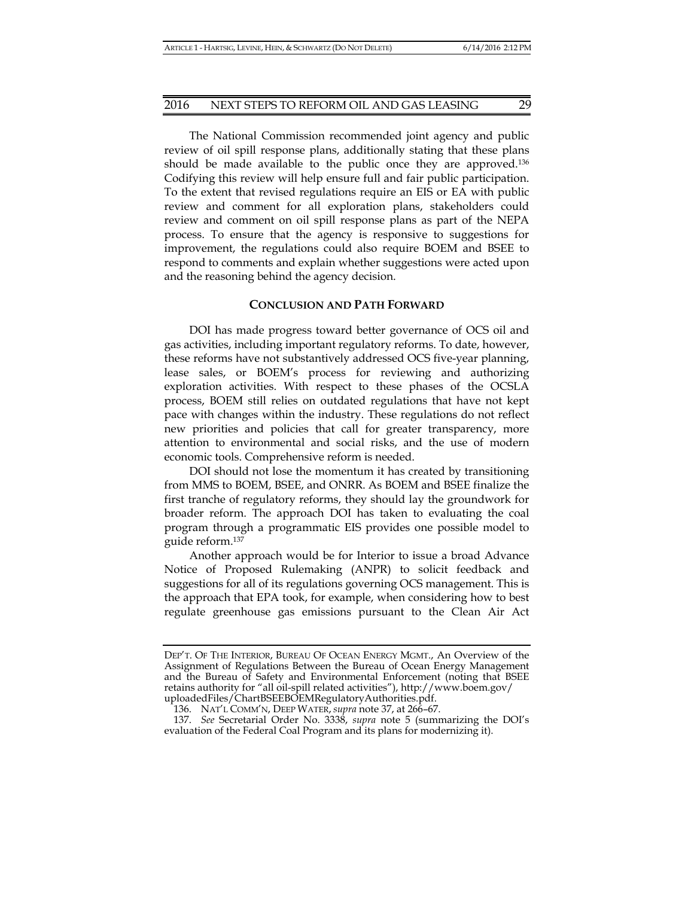The National Commission recommended joint agency and public review of oil spill response plans, additionally stating that these plans should be made available to the public once they are approved.[136] Codifying this review will help ensure full and fair public participation. To the extent that revised regulations require an EIS or EA with public review and comment for all exploration plans, stakeholders could review and comment on oil spill response plans as part of the NEPA process. To ensure that the agency is responsive to suggestions for improvement, the regulations could also require BOEM and BSEE to respond to comments and explain whether suggestions were acted upon and the reasoning behind the agency decision.

## CONCLUSION AND PATH FORWARD

DOI has made progress toward better governance of OCS oil and gas activities, including important regulatory reforms. To date, however, these reforms have not substantively addressed OCS five-year planning, lease sales, or BOEM's process for reviewing and authorizing exploration activities. With respect to these phases of the OCSLA process, BOEM still relies on outdated regulations that have not kept pace with changes within the industry. These regulations do not reflect new priorities and policies that call for greater transparency, more attention to environmental and social risks, and the use of modern economic tools. Comprehensive reform is needed.

DOI should not lose the momentum it has created by transitioning from MMS to BOEM, BSEE, and ONRR. As BOEM and BSEE finalize the first tranche of regulatory reforms, they should lay the groundwork for broader reform. The approach DOI has taken to evaluating the coal program through a programmatic EIS provides one possible model to guide reform.[137]

Another approach would be for Interior to issue a broad Advance Notice of Proposed Rulemaking (ANPR) to solicit feedback and suggestions for all of its regulations governing OCS management. This is the approach that EPA took, for example, when considering how to best regulate greenhouse gas emissions pursuant to the Clean Air Act

---

DEP'T. OF THE INTERIOR, BUREAU OF OCEAN ENERGY MGMT., An Overview of the Assignment of Regulations Between the Bureau of Ocean Energy Management and the Bureau of Safety and Environmental Enforcement (noting that BSEE retains authority for "all oil-spill related activities"), http://www.boem.gov/uploadedFiles/ChartBSEEBOEMRegulatoryAuthorities.pdf.

136. NAT'L COMM'N, DEEP WATER, *supra* note 37, at 266–67.

137. *See* Secretarial Order No. 3338, *supra* note 5 (summarizing the DOI's evaluation of the Federal Coal Program and its plans for modernizing it).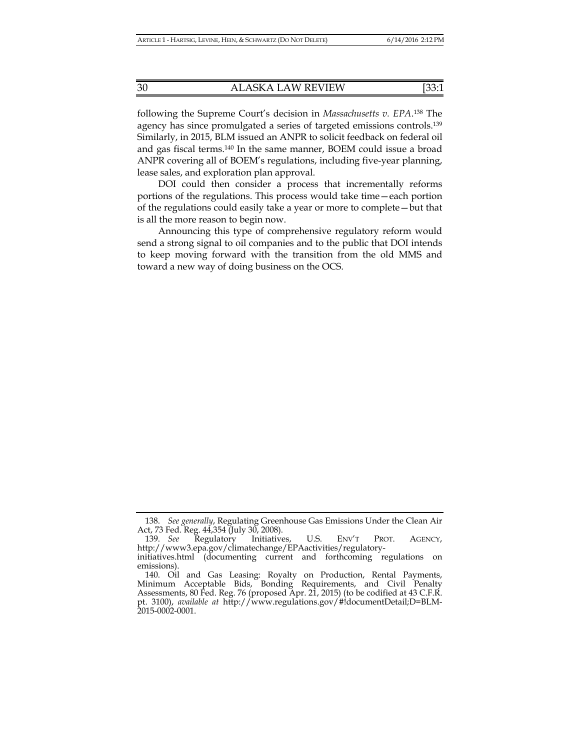following the Supreme Court's decision in *Massachusetts v. EPA*.[138] The agency has since promulgated a series of targeted emissions controls.[139] Similarly, in 2015, BLM issued an ANPR to solicit feedback on federal oil and gas fiscal terms.[140] In the same manner, BOEM could issue a broad ANPR covering all of BOEM's regulations, including five-year planning, lease sales, and exploration plan approval.

DOI could then consider a process that incrementally reforms portions of the regulations. This process would take time—each portion of the regulations could easily take a year or more to complete—but that is all the more reason to begin now.

Announcing this type of comprehensive regulatory reform would send a strong signal to oil companies and to the public that DOI intends to keep moving forward with the transition from the old MMS and toward a new way of doing business on the OCS.

---

138. *See generally*, Regulating Greenhouse Gas Emissions Under the Clean Air Act, 73 Fed. Reg. 44,354 (July 30, 2008).

139. *See* Regulatory Initiatives, U.S. ENV'T PROT. AGENCY, http://www3.epa.gov/climatechange/EPAactivities/regulatory-initiatives.html (documenting current and forthcoming regulations on emissions).

140. Oil and Gas Leasing: Royalty on Production, Rental Payments, Minimum Acceptable Bids, Bonding Requirements, and Civil Penalty Assessments, 80 Fed. Reg. 76 (proposed Apr. 21, 2015) (to be codified at 43 C.F.R. pt. 3100), *available at* http://www.regulations.gov/#!documentDetail;D=BLM-2015-0002-0001.